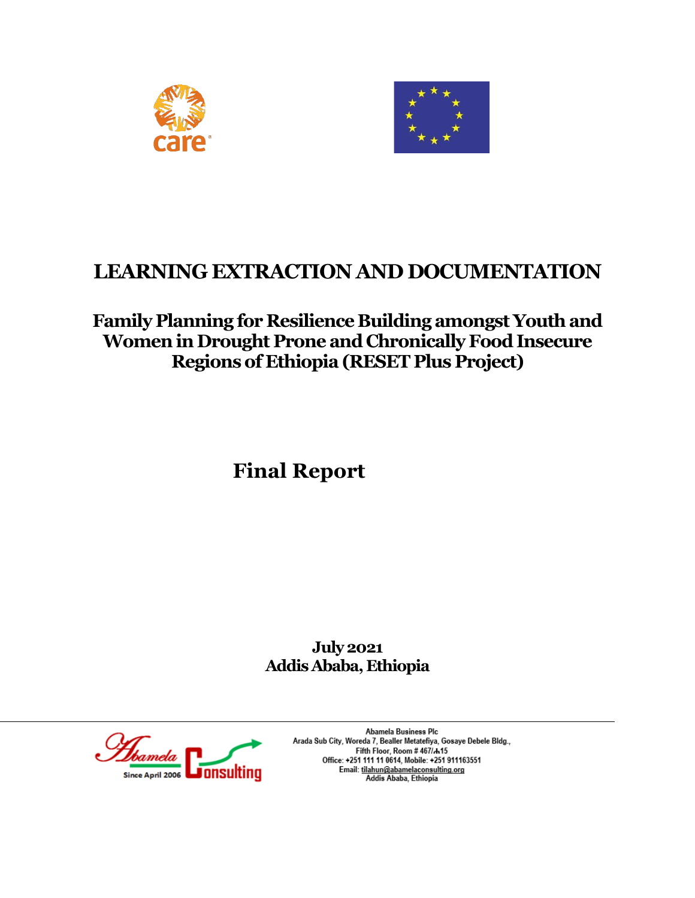# LEARNING EXTRACTION AND DOCUMENTATION

## Family Planning for Resilience Building amongst Youth and Women in Drought Prone and Chronically Food Insecure Regions of Ethiopia (RESET Plus Project)

## Final Report

**July 2021**
**Addis Ababa, Ethiopia**

Abamela Business Plc
Arada Sub City, Woreda 7, Bealler Metatefiya, Gosaye Debele Bldg.,
Fifth Floor, Room # 467/ሐ15
Office: +251 111 11 0614, Mobile: +251 911163551
Email: tilahun@abamelaconsulting.org
Addis Ababa, Ethiopia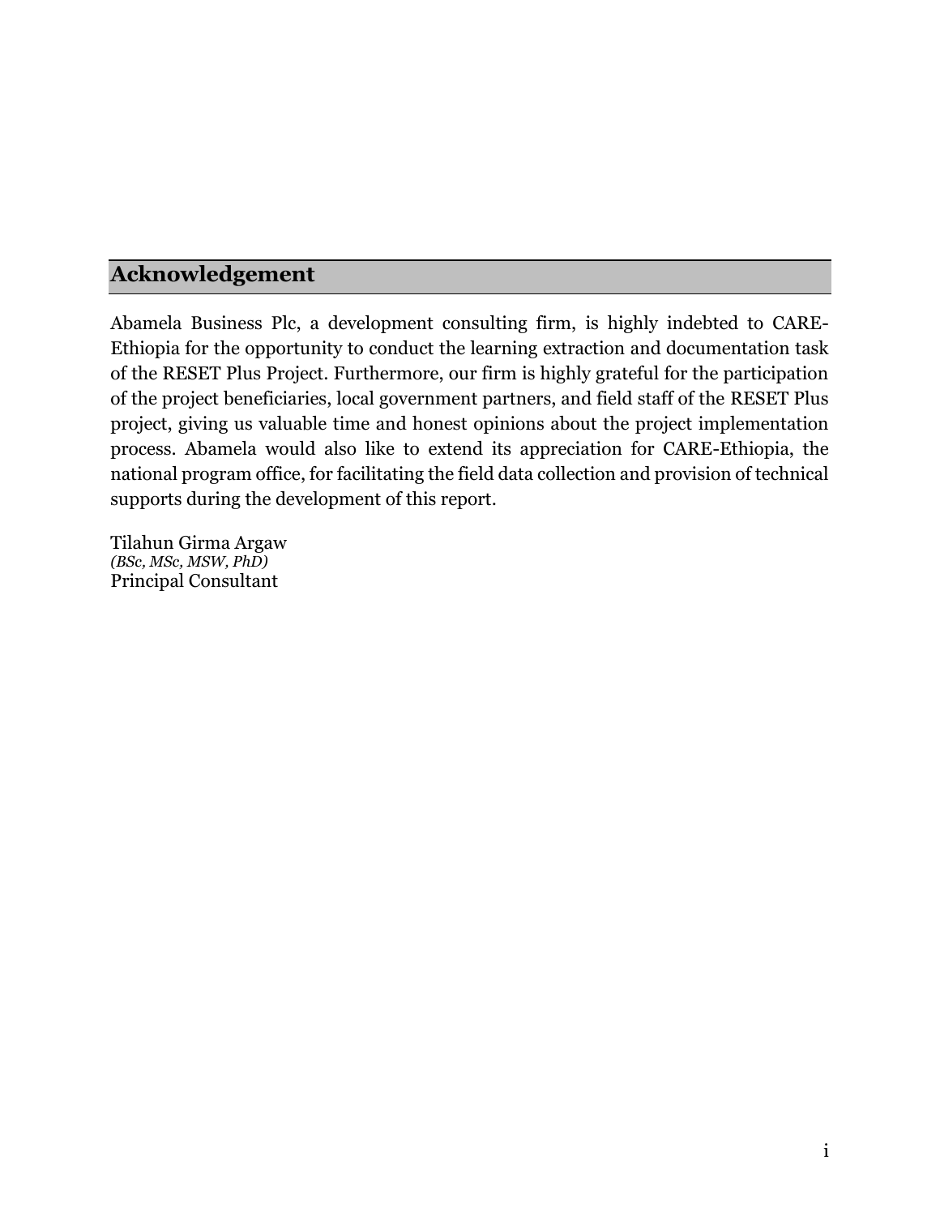## Acknowledgement

Abamela Business Plc, a development consulting firm, is highly indebted to CARE-Ethiopia for the opportunity to conduct the learning extraction and documentation task of the RESET Plus Project. Furthermore, our firm is highly grateful for the participation of the project beneficiaries, local government partners, and field staff of the RESET Plus project, giving us valuable time and honest opinions about the project implementation process. Abamela would also like to extend its appreciation for CARE-Ethiopia, the national program office, for facilitating the field data collection and provision of technical supports during the development of this report.

Tilahun Girma Argaw
*(BSc, MSc, MSW, PhD)*
Principal Consultant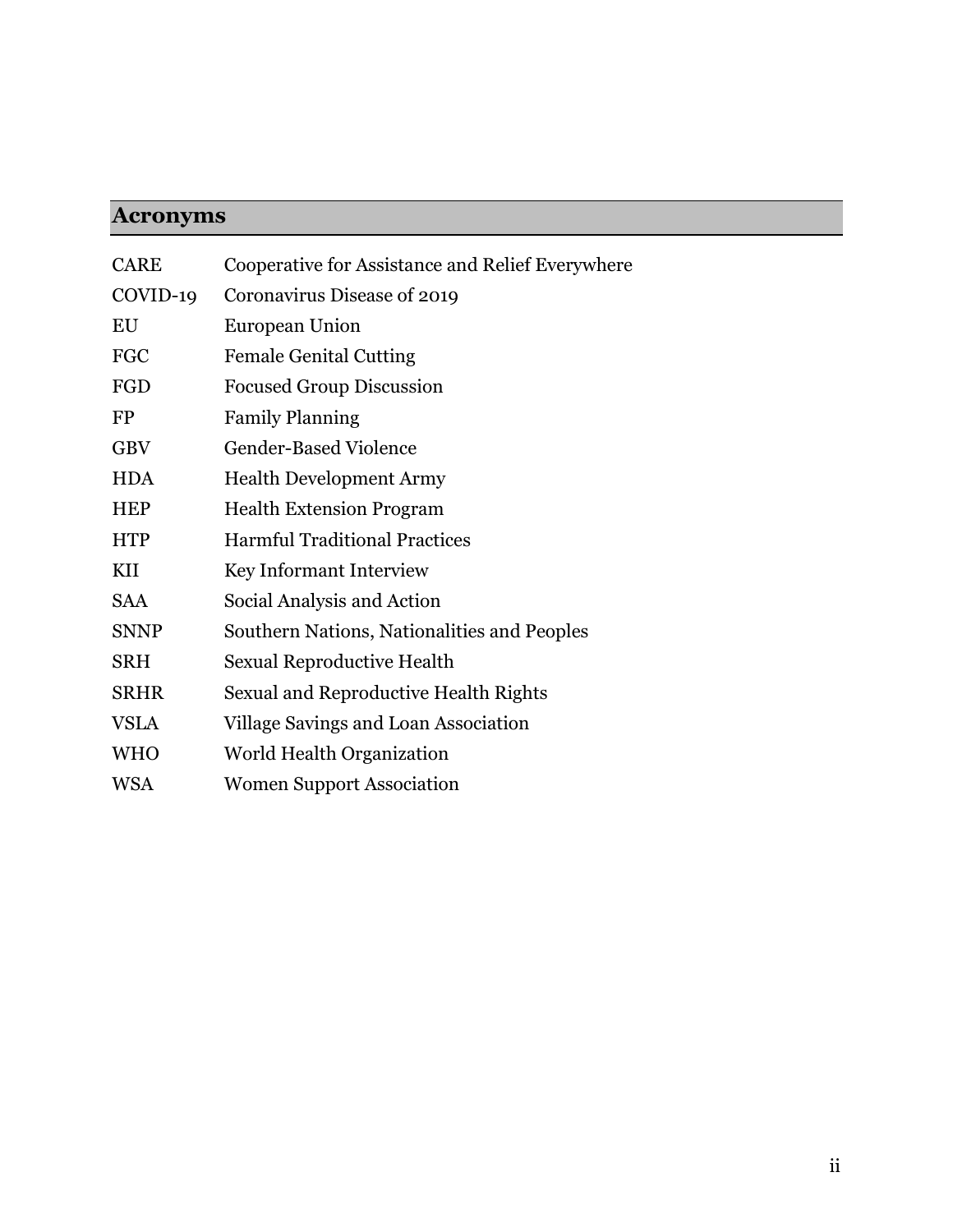## Acronyms

| | |
|---|---|
| CARE | Cooperative for Assistance and Relief Everywhere |
| COVID-19 | Coronavirus Disease of 2019 |
| EU | European Union |
| FGC | Female Genital Cutting |
| FGD | Focused Group Discussion |
| FP | Family Planning |
| GBV | Gender-Based Violence |
| HDA | Health Development Army |
| HEP | Health Extension Program |
| HTP | Harmful Traditional Practices |
| KII | Key Informant Interview |
| SAA | Social Analysis and Action |
| SNNP | Southern Nations, Nationalities and Peoples |
| SRH | Sexual Reproductive Health |
| SRHR | Sexual and Reproductive Health Rights |
| VSLA | Village Savings and Loan Association |
| WHO | World Health Organization |
| WSA | Women Support Association |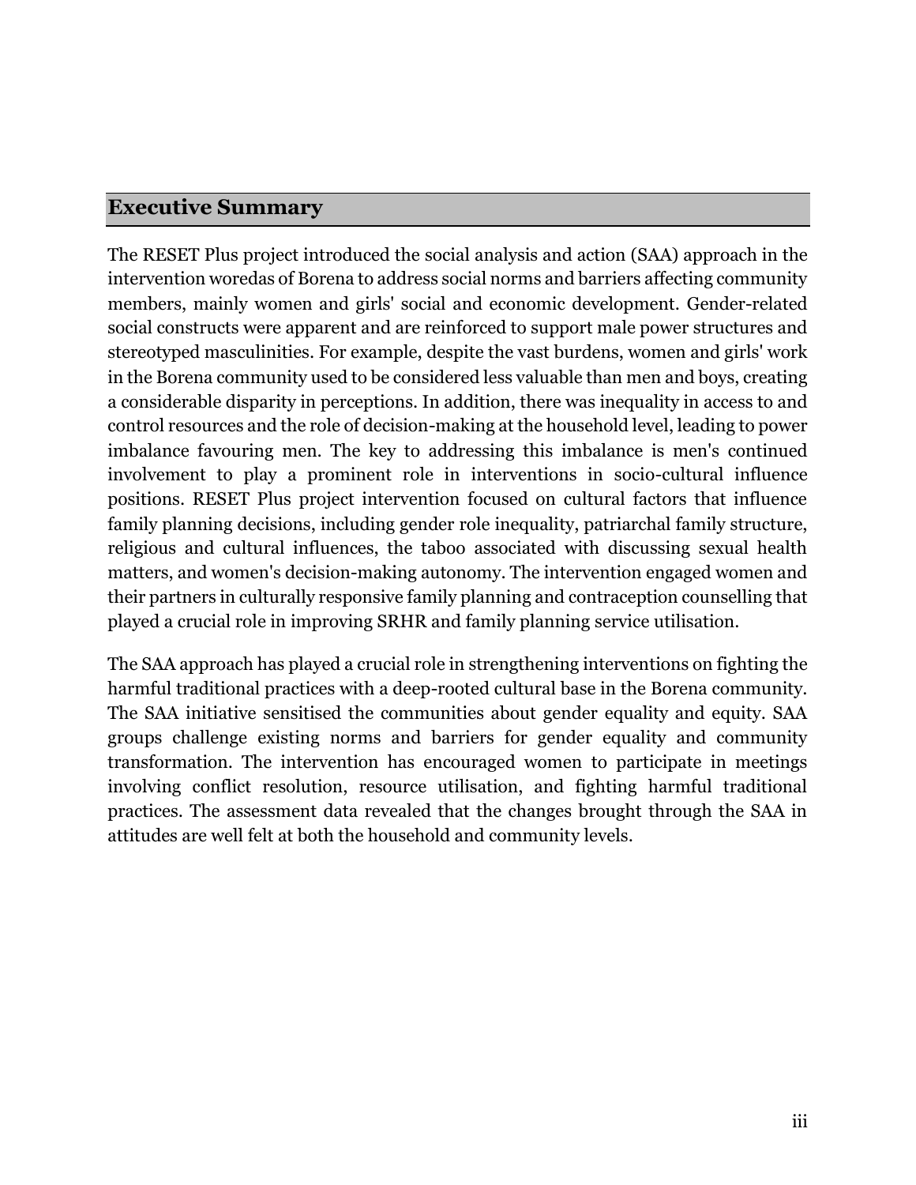## Executive Summary

The RESET Plus project introduced the social analysis and action (SAA) approach in the intervention woredas of Borena to address social norms and barriers affecting community members, mainly women and girls' social and economic development. Gender-related social constructs were apparent and are reinforced to support male power structures and stereotyped masculinities. For example, despite the vast burdens, women and girls' work in the Borena community used to be considered less valuable than men and boys, creating a considerable disparity in perceptions. In addition, there was inequality in access to and control resources and the role of decision-making at the household level, leading to power imbalance favouring men. The key to addressing this imbalance is men's continued involvement to play a prominent role in interventions in socio-cultural influence positions. RESET Plus project intervention focused on cultural factors that influence family planning decisions, including gender role inequality, patriarchal family structure, religious and cultural influences, the taboo associated with discussing sexual health matters, and women's decision-making autonomy. The intervention engaged women and their partners in culturally responsive family planning and contraception counselling that played a crucial role in improving SRHR and family planning service utilisation.

The SAA approach has played a crucial role in strengthening interventions on fighting the harmful traditional practices with a deep-rooted cultural base in the Borena community. The SAA initiative sensitised the communities about gender equality and equity. SAA groups challenge existing norms and barriers for gender equality and community transformation. The intervention has encouraged women to participate in meetings involving conflict resolution, resource utilisation, and fighting harmful traditional practices. The assessment data revealed that the changes brought through the SAA in attitudes are well felt at both the household and community levels.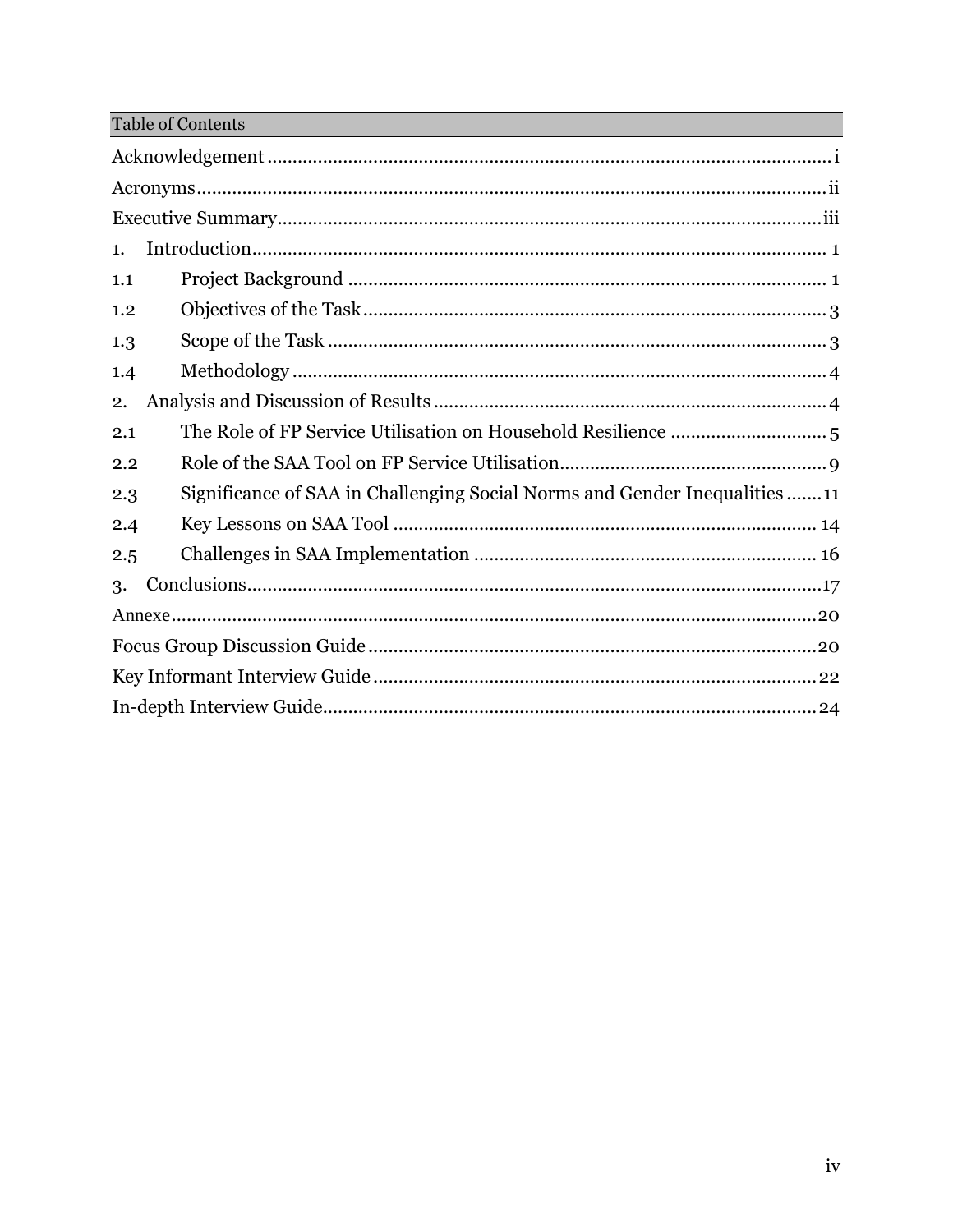## Table of Contents

Acknowledgement ........ i
Acronyms ........ ii
Executive Summary ........ iii
1. Introduction ........ 1
1.1 Project Background ........ 1
1.2 Objectives of the Task ........ 3
1.3 Scope of the Task ........ 3
1.4 Methodology ........ 4
2. Analysis and Discussion of Results ........ 4
2.1 The Role of FP Service Utilisation on Household Resilience ........ 5
2.2 Role of the SAA Tool on FP Service Utilisation ........ 9
2.3 Significance of SAA in Challenging Social Norms and Gender Inequalities ........ 11
2.4 Key Lessons on SAA Tool ........ 14
2.5 Challenges in SAA Implementation ........ 16
3. Conclusions ........ 17
Annexe ........ 20
Focus Group Discussion Guide ........ 20
Key Informant Interview Guide ........ 22
In-depth Interview Guide ........ 24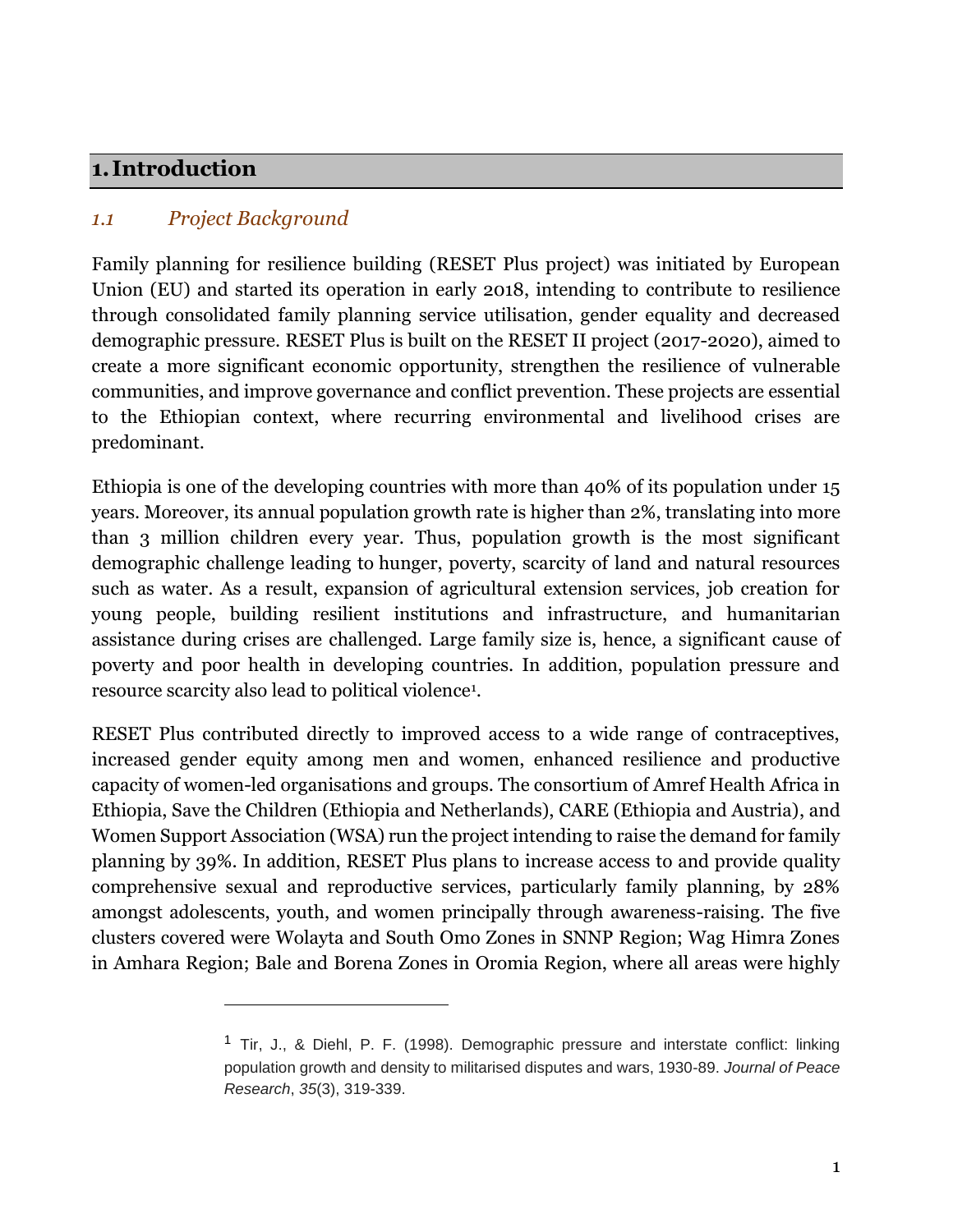# 1. Introduction

## 1.1 Project Background

Family planning for resilience building (RESET Plus project) was initiated by European Union (EU) and started its operation in early 2018, intending to contribute to resilience through consolidated family planning service utilisation, gender equality and decreased demographic pressure. RESET Plus is built on the RESET II project (2017-2020), aimed to create a more significant economic opportunity, strengthen the resilience of vulnerable communities, and improve governance and conflict prevention. These projects are essential to the Ethiopian context, where recurring environmental and livelihood crises are predominant.

Ethiopia is one of the developing countries with more than 40% of its population under 15 years. Moreover, its annual population growth rate is higher than 2%, translating into more than 3 million children every year. Thus, population growth is the most significant demographic challenge leading to hunger, poverty, scarcity of land and natural resources such as water. As a result, expansion of agricultural extension services, job creation for young people, building resilient institutions and infrastructure, and humanitarian assistance during crises are challenged. Large family size is, hence, a significant cause of poverty and poor health in developing countries. In addition, population pressure and resource scarcity also lead to political violence[1].

RESET Plus contributed directly to improved access to a wide range of contraceptives, increased gender equity among men and women, enhanced resilience and productive capacity of women-led organisations and groups. The consortium of Amref Health Africa in Ethiopia, Save the Children (Ethiopia and Netherlands), CARE (Ethiopia and Austria), and Women Support Association (WSA) run the project intending to raise the demand for family planning by 39%. In addition, RESET Plus plans to increase access to and provide quality comprehensive sexual and reproductive services, particularly family planning, by 28% amongst adolescents, youth, and women principally through awareness-raising. The five clusters covered were Wolayta and South Omo Zones in SNNP Region; Wag Himra Zones in Amhara Region; Bale and Borena Zones in Oromia Region, where all areas were highly

---

[1] Tir, J., & Diehl, P. F. (1998). Demographic pressure and interstate conflict: linking population growth and density to militarised disputes and wars, 1930-89. *Journal of Peace Research*, *35*(3), 319-339.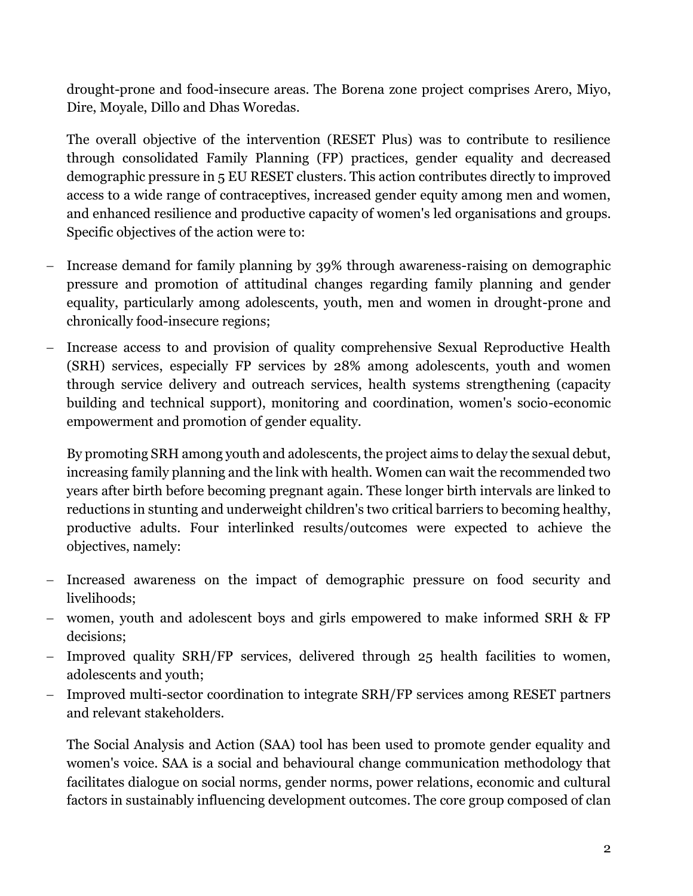drought-prone and food-insecure areas. The Borena zone project comprises Arero, Miyo, Dire, Moyale, Dillo and Dhas Woredas.

The overall objective of the intervention (RESET Plus) was to contribute to resilience through consolidated Family Planning (FP) practices, gender equality and decreased demographic pressure in 5 EU RESET clusters. This action contributes directly to improved access to a wide range of contraceptives, increased gender equity among men and women, and enhanced resilience and productive capacity of women's led organisations and groups. Specific objectives of the action were to:

- Increase demand for family planning by 39% through awareness-raising on demographic pressure and promotion of attitudinal changes regarding family planning and gender equality, particularly among adolescents, youth, men and women in drought-prone and chronically food-insecure regions;
- Increase access to and provision of quality comprehensive Sexual Reproductive Health (SRH) services, especially FP services by 28% among adolescents, youth and women through service delivery and outreach services, health systems strengthening (capacity building and technical support), monitoring and coordination, women's socio-economic empowerment and promotion of gender equality.

By promoting SRH among youth and adolescents, the project aims to delay the sexual debut, increasing family planning and the link with health. Women can wait the recommended two years after birth before becoming pregnant again. These longer birth intervals are linked to reductions in stunting and underweight children's two critical barriers to becoming healthy, productive adults. Four interlinked results/outcomes were expected to achieve the objectives, namely:

- Increased awareness on the impact of demographic pressure on food security and livelihoods;
- women, youth and adolescent boys and girls empowered to make informed SRH & FP decisions;
- Improved quality SRH/FP services, delivered through 25 health facilities to women, adolescents and youth;
- Improved multi-sector coordination to integrate SRH/FP services among RESET partners and relevant stakeholders.

The Social Analysis and Action (SAA) tool has been used to promote gender equality and women's voice. SAA is a social and behavioural change communication methodology that facilitates dialogue on social norms, gender norms, power relations, economic and cultural factors in sustainably influencing development outcomes. The core group composed of clan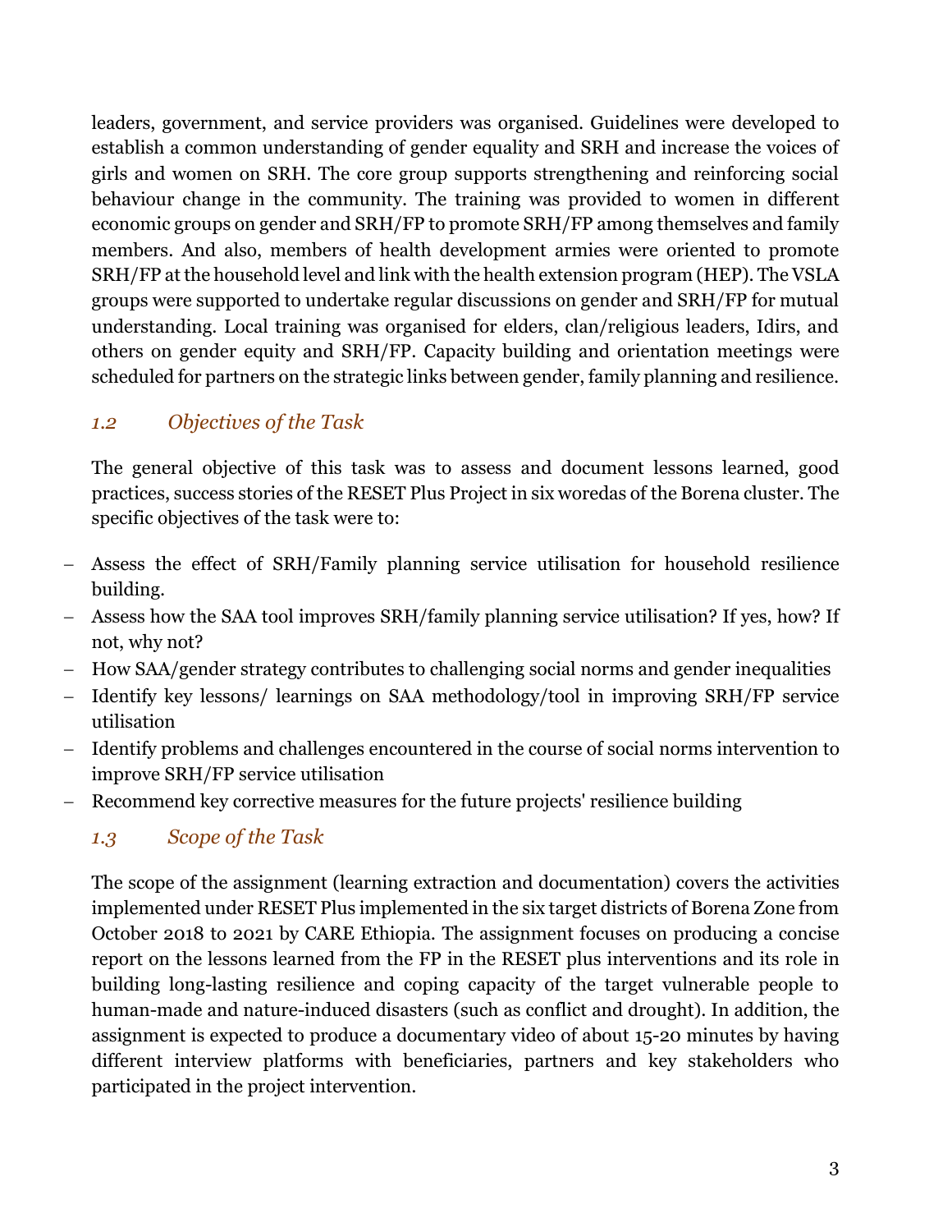leaders, government, and service providers was organised. Guidelines were developed to establish a common understanding of gender equality and SRH and increase the voices of girls and women on SRH. The core group supports strengthening and reinforcing social behaviour change in the community. The training was provided to women in different economic groups on gender and SRH/FP to promote SRH/FP among themselves and family members. And also, members of health development armies were oriented to promote SRH/FP at the household level and link with the health extension program (HEP). The VSLA groups were supported to undertake regular discussions on gender and SRH/FP for mutual understanding. Local training was organised for elders, clan/religious leaders, Idirs, and others on gender equity and SRH/FP. Capacity building and orientation meetings were scheduled for partners on the strategic links between gender, family planning and resilience.

### *1.2 Objectives of the Task*

The general objective of this task was to assess and document lessons learned, good practices, success stories of the RESET Plus Project in six woredas of the Borena cluster. The specific objectives of the task were to:

- Assess the effect of SRH/Family planning service utilisation for household resilience building.
- Assess how the SAA tool improves SRH/family planning service utilisation? If yes, how? If not, why not?
- How SAA/gender strategy contributes to challenging social norms and gender inequalities
- Identify key lessons/ learnings on SAA methodology/tool in improving SRH/FP service utilisation
- Identify problems and challenges encountered in the course of social norms intervention to improve SRH/FP service utilisation
- Recommend key corrective measures for the future projects' resilience building

### *1.3 Scope of the Task*

The scope of the assignment (learning extraction and documentation) covers the activities implemented under RESET Plus implemented in the six target districts of Borena Zone from October 2018 to 2021 by CARE Ethiopia. The assignment focuses on producing a concise report on the lessons learned from the FP in the RESET plus interventions and its role in building long-lasting resilience and coping capacity of the target vulnerable people to human-made and nature-induced disasters (such as conflict and drought). In addition, the assignment is expected to produce a documentary video of about 15-20 minutes by having different interview platforms with beneficiaries, partners and key stakeholders who participated in the project intervention.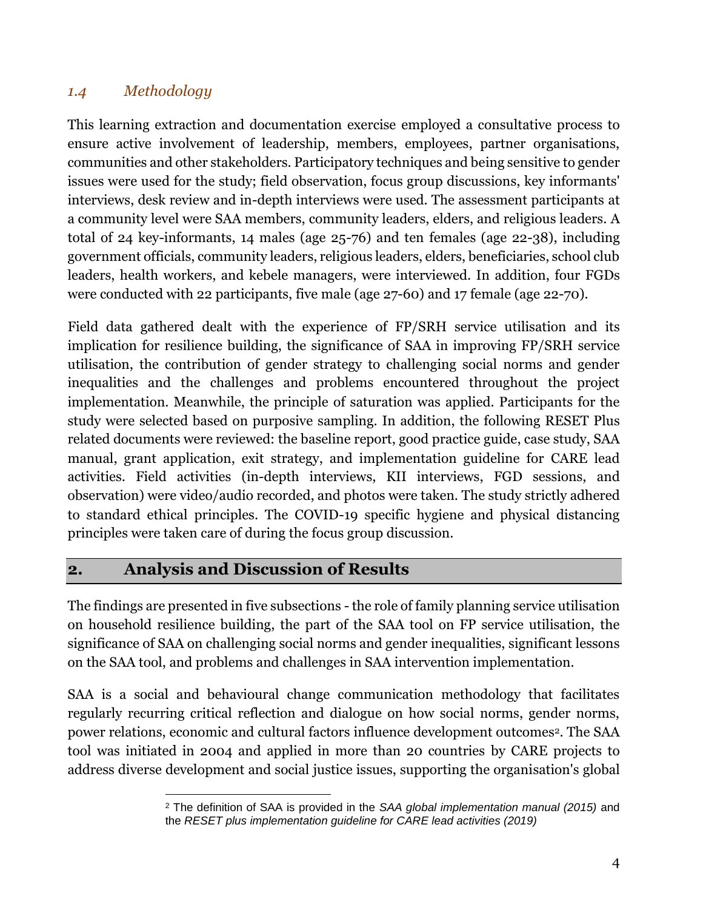### *1.4 Methodology*

This learning extraction and documentation exercise employed a consultative process to ensure active involvement of leadership, members, employees, partner organisations, communities and other stakeholders. Participatory techniques and being sensitive to gender issues were used for the study; field observation, focus group discussions, key informants' interviews, desk review and in-depth interviews were used. The assessment participants at a community level were SAA members, community leaders, elders, and religious leaders. A total of 24 key-informants, 14 males (age 25-76) and ten females (age 22-38), including government officials, community leaders, religious leaders, elders, beneficiaries, school club leaders, health workers, and kebele managers, were interviewed. In addition, four FGDs were conducted with 22 participants, five male (age 27-60) and 17 female (age 22-70).

Field data gathered dealt with the experience of FP/SRH service utilisation and its implication for resilience building, the significance of SAA in improving FP/SRH service utilisation, the contribution of gender strategy to challenging social norms and gender inequalities and the challenges and problems encountered throughout the project implementation. Meanwhile, the principle of saturation was applied. Participants for the study were selected based on purposive sampling. In addition, the following RESET Plus related documents were reviewed: the baseline report, good practice guide, case study, SAA manual, grant application, exit strategy, and implementation guideline for CARE lead activities. Field activities (in-depth interviews, KII interviews, FGD sessions, and observation) were video/audio recorded, and photos were taken. The study strictly adhered to standard ethical principles. The COVID-19 specific hygiene and physical distancing principles were taken care of during the focus group discussion.

## 2. Analysis and Discussion of Results

The findings are presented in five subsections - the role of family planning service utilisation on household resilience building, the part of the SAA tool on FP service utilisation, the significance of SAA on challenging social norms and gender inequalities, significant lessons on the SAA tool, and problems and challenges in SAA intervention implementation.

SAA is a social and behavioural change communication methodology that facilitates regularly recurring critical reflection and dialogue on how social norms, gender norms, power relations, economic and cultural factors influence development outcomes[2]. The SAA tool was initiated in 2004 and applied in more than 20 countries by CARE projects to address diverse development and social justice issues, supporting the organisation's global

[2] The definition of SAA is provided in the *SAA global implementation manual (2015)* and the *RESET plus implementation guideline for CARE lead activities (2019)*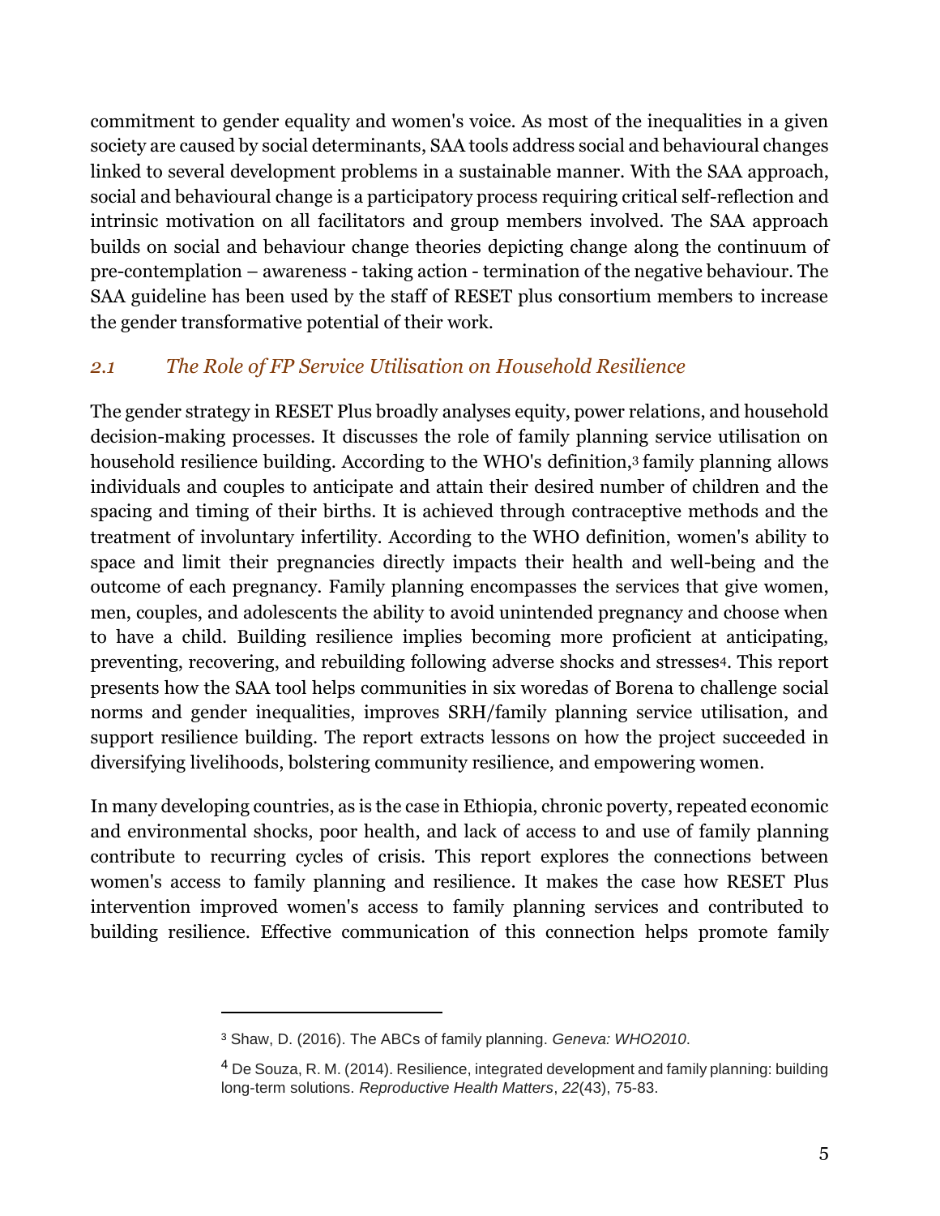commitment to gender equality and women's voice. As most of the inequalities in a given society are caused by social determinants, SAA tools address social and behavioural changes linked to several development problems in a sustainable manner. With the SAA approach, social and behavioural change is a participatory process requiring critical self-reflection and intrinsic motivation on all facilitators and group members involved. The SAA approach builds on social and behaviour change theories depicting change along the continuum of pre-contemplation – awareness - taking action - termination of the negative behaviour. The SAA guideline has been used by the staff of RESET plus consortium members to increase the gender transformative potential of their work.

## *2.1 The Role of FP Service Utilisation on Household Resilience*

The gender strategy in RESET Plus broadly analyses equity, power relations, and household decision-making processes. It discusses the role of family planning service utilisation on household resilience building. According to the WHO's definition,[3] family planning allows individuals and couples to anticipate and attain their desired number of children and the spacing and timing of their births. It is achieved through contraceptive methods and the treatment of involuntary infertility. According to the WHO definition, women's ability to space and limit their pregnancies directly impacts their health and well-being and the outcome of each pregnancy. Family planning encompasses the services that give women, men, couples, and adolescents the ability to avoid unintended pregnancy and choose when to have a child. Building resilience implies becoming more proficient at anticipating, preventing, recovering, and rebuilding following adverse shocks and stresses[4]. This report presents how the SAA tool helps communities in six woredas of Borena to challenge social norms and gender inequalities, improves SRH/family planning service utilisation, and support resilience building. The report extracts lessons on how the project succeeded in diversifying livelihoods, bolstering community resilience, and empowering women.

In many developing countries, as is the case in Ethiopia, chronic poverty, repeated economic and environmental shocks, poor health, and lack of access to and use of family planning contribute to recurring cycles of crisis. This report explores the connections between women's access to family planning and resilience. It makes the case how RESET Plus intervention improved women's access to family planning services and contributed to building resilience. Effective communication of this connection helps promote family

---

[3] Shaw, D. (2016). The ABCs of family planning. *Geneva: WHO2010*.

[4] De Souza, R. M. (2014). Resilience, integrated development and family planning: building long-term solutions. *Reproductive Health Matters*, *22*(43), 75-83.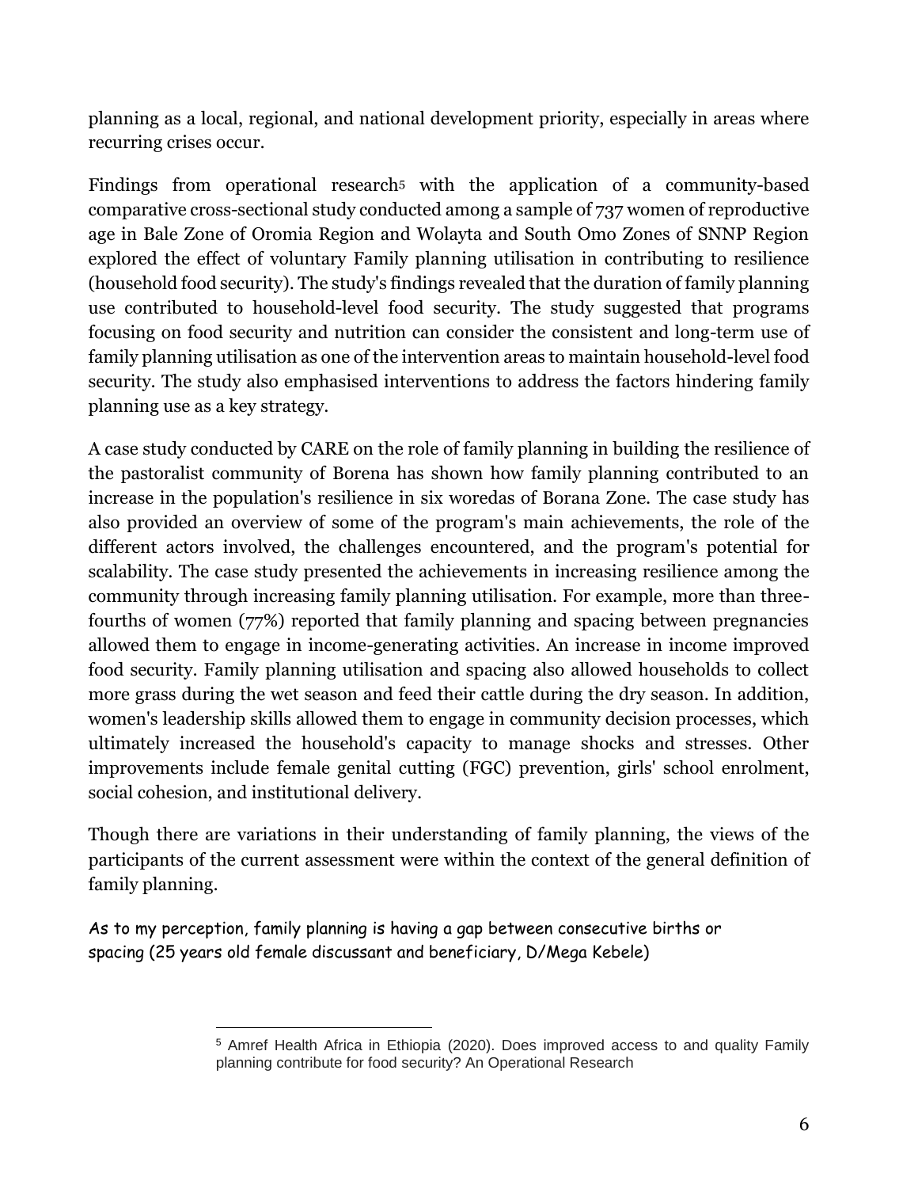planning as a local, regional, and national development priority, especially in areas where recurring crises occur.

Findings from operational research[5] with the application of a community-based comparative cross-sectional study conducted among a sample of 737 women of reproductive age in Bale Zone of Oromia Region and Wolayta and South Omo Zones of SNNP Region explored the effect of voluntary Family planning utilisation in contributing to resilience (household food security). The study's findings revealed that the duration of family planning use contributed to household-level food security. The study suggested that programs focusing on food security and nutrition can consider the consistent and long-term use of family planning utilisation as one of the intervention areas to maintain household-level food security. The study also emphasised interventions to address the factors hindering family planning use as a key strategy.

A case study conducted by CARE on the role of family planning in building the resilience of the pastoralist community of Borena has shown how family planning contributed to an increase in the population's resilience in six woredas of Borana Zone. The case study has also provided an overview of some of the program's main achievements, the role of the different actors involved, the challenges encountered, and the program's potential for scalability. The case study presented the achievements in increasing resilience among the community through increasing family planning utilisation. For example, more than three-fourths of women (77%) reported that family planning and spacing between pregnancies allowed them to engage in income-generating activities. An increase in income improved food security. Family planning utilisation and spacing also allowed households to collect more grass during the wet season and feed their cattle during the dry season. In addition, women's leadership skills allowed them to engage in community decision processes, which ultimately increased the household's capacity to manage shocks and stresses. Other improvements include female genital cutting (FGC) prevention, girls' school enrolment, social cohesion, and institutional delivery.

Though there are variations in their understanding of family planning, the views of the participants of the current assessment were within the context of the general definition of family planning.

As to my perception, family planning is having a gap between consecutive births or spacing (25 years old female discussant and beneficiary, D/Mega Kebele)

---

[5] Amref Health Africa in Ethiopia (2020). Does improved access to and quality Family planning contribute for food security? An Operational Research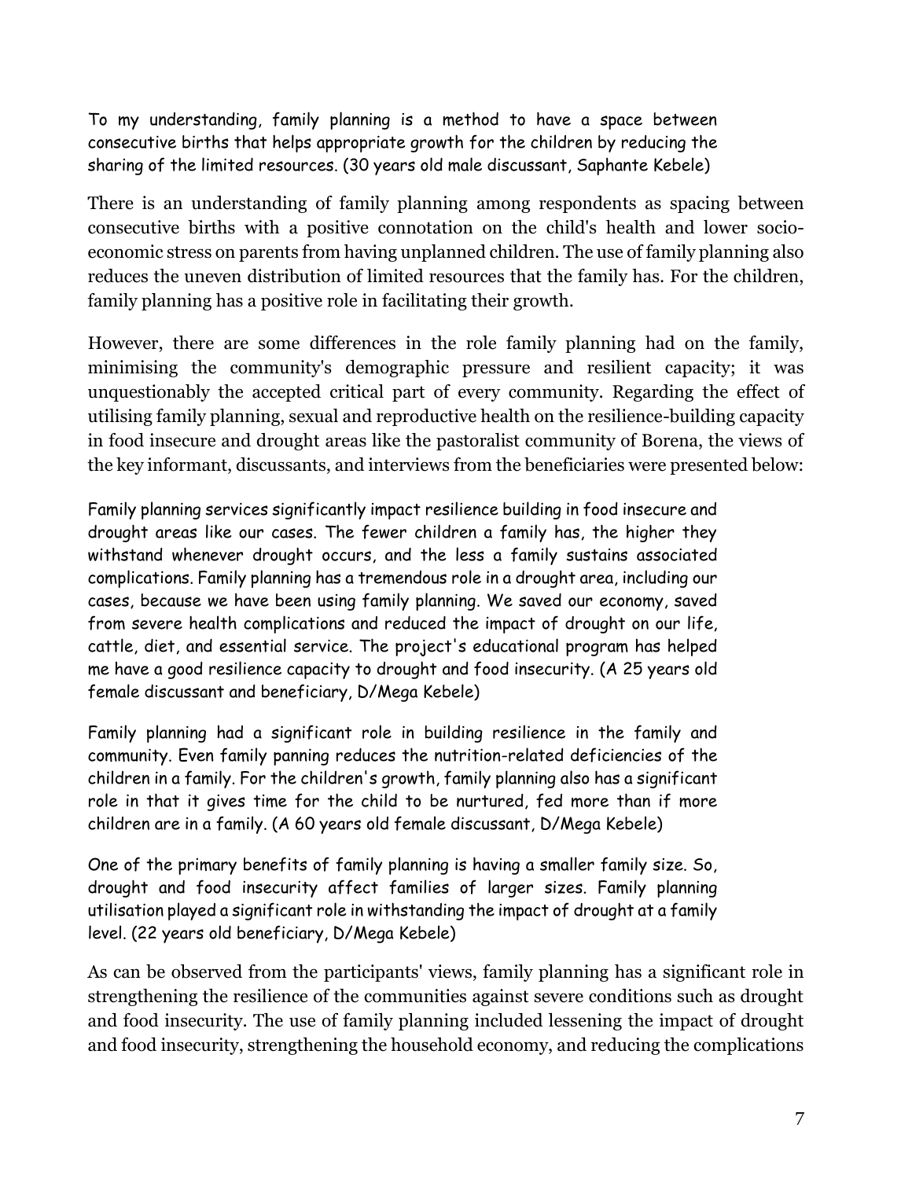> To my understanding, family planning is a method to have a space between consecutive births that helps appropriate growth for the children by reducing the sharing of the limited resources. (30 years old male discussant, Saphante Kebele)

There is an understanding of family planning among respondents as spacing between consecutive births with a positive connotation on the child's health and lower socio-economic stress on parents from having unplanned children. The use of family planning also reduces the uneven distribution of limited resources that the family has. For the children, family planning has a positive role in facilitating their growth.

However, there are some differences in the role family planning had on the family, minimising the community's demographic pressure and resilient capacity; it was unquestionably the accepted critical part of every community. Regarding the effect of utilising family planning, sexual and reproductive health on the resilience-building capacity in food insecure and drought areas like the pastoralist community of Borena, the views of the key informant, discussants, and interviews from the beneficiaries were presented below:

> Family planning services significantly impact resilience building in food insecure and drought areas like our cases. The fewer children a family has, the higher they withstand whenever drought occurs, and the less a family sustains associated complications. Family planning has a tremendous role in a drought area, including our cases, because we have been using family planning. We saved our economy, saved from severe health complications and reduced the impact of drought on our life, cattle, diet, and essential service. The project's educational program has helped me have a good resilience capacity to drought and food insecurity. (A 25 years old female discussant and beneficiary, D/Mega Kebele)

> Family planning had a significant role in building resilience in the family and community. Even family panning reduces the nutrition-related deficiencies of the children in a family. For the children's growth, family planning also has a significant role in that it gives time for the child to be nurtured, fed more than if more children are in a family. (A 60 years old female discussant, D/Mega Kebele)

> One of the primary benefits of family planning is having a smaller family size. So, drought and food insecurity affect families of larger sizes. Family planning utilisation played a significant role in withstanding the impact of drought at a family level. (22 years old beneficiary, D/Mega Kebele)

As can be observed from the participants' views, family planning has a significant role in strengthening the resilience of the communities against severe conditions such as drought and food insecurity. The use of family planning included lessening the impact of drought and food insecurity, strengthening the household economy, and reducing the complications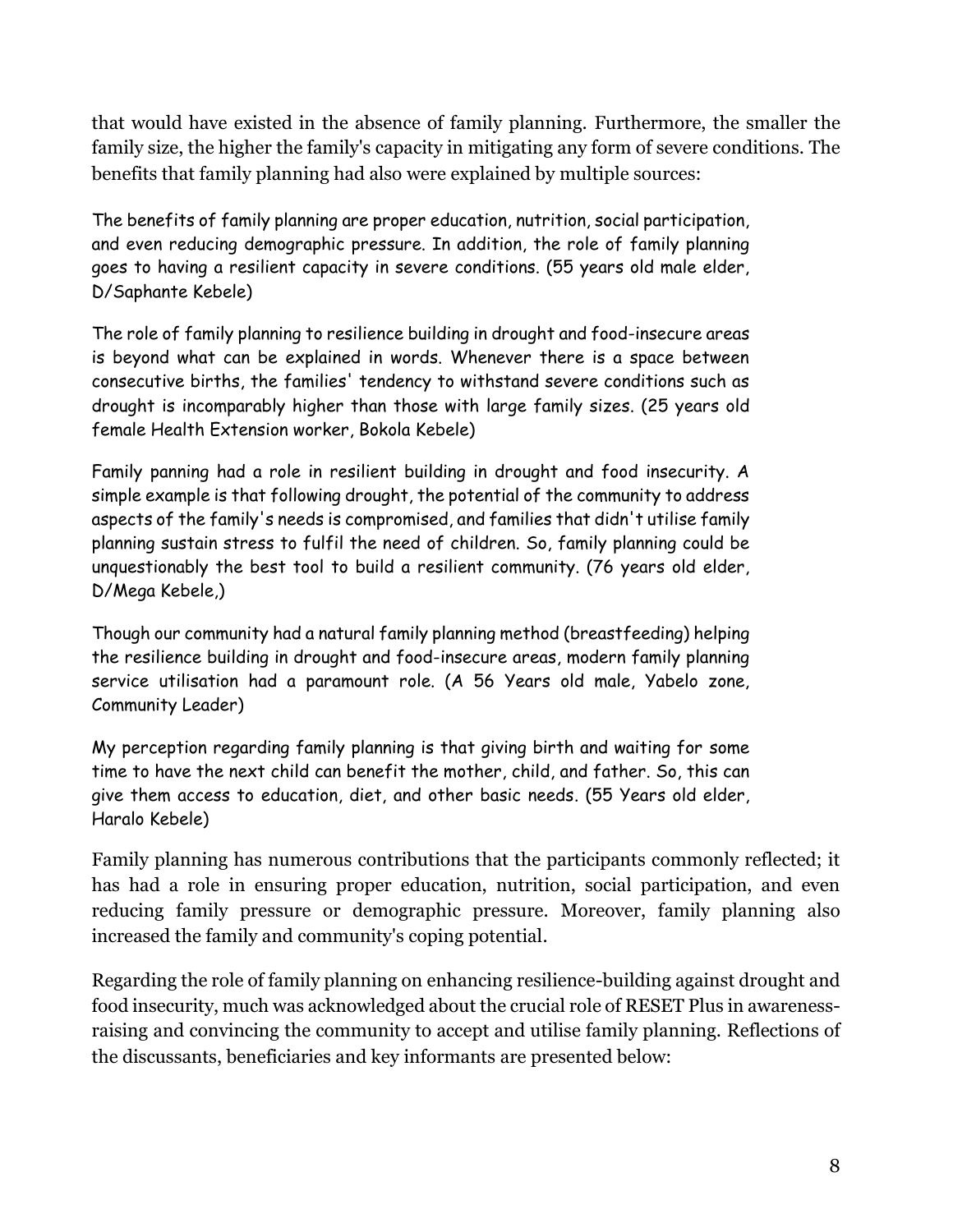that would have existed in the absence of family planning. Furthermore, the smaller the family size, the higher the family's capacity in mitigating any form of severe conditions. The benefits that family planning had also were explained by multiple sources:

> The benefits of family planning are proper education, nutrition, social participation, and even reducing demographic pressure. In addition, the role of family planning goes to having a resilient capacity in severe conditions. (55 years old male elder, D/Saphante Kebele)

> The role of family planning to resilience building in drought and food-insecure areas is beyond what can be explained in words. Whenever there is a space between consecutive births, the families' tendency to withstand severe conditions such as drought is incomparably higher than those with large family sizes. (25 years old female Health Extension worker, Bokola Kebele)

> Family panning had a role in resilient building in drought and food insecurity. A simple example is that following drought, the potential of the community to address aspects of the family's needs is compromised, and families that didn't utilise family planning sustain stress to fulfil the need of children. So, family planning could be unquestionably the best tool to build a resilient community. (76 years old elder, D/Mega Kebele,)

> Though our community had a natural family planning method (breastfeeding) helping the resilience building in drought and food-insecure areas, modern family planning service utilisation had a paramount role. (A 56 Years old male, Yabelo zone, Community Leader)

> My perception regarding family planning is that giving birth and waiting for some time to have the next child can benefit the mother, child, and father. So, this can give them access to education, diet, and other basic needs. (55 Years old elder, Haralo Kebele)

Family planning has numerous contributions that the participants commonly reflected; it has had a role in ensuring proper education, nutrition, social participation, and even reducing family pressure or demographic pressure. Moreover, family planning also increased the family and community's coping potential.

Regarding the role of family planning on enhancing resilience-building against drought and food insecurity, much was acknowledged about the crucial role of RESET Plus in awareness-raising and convincing the community to accept and utilise family planning. Reflections of the discussants, beneficiaries and key informants are presented below: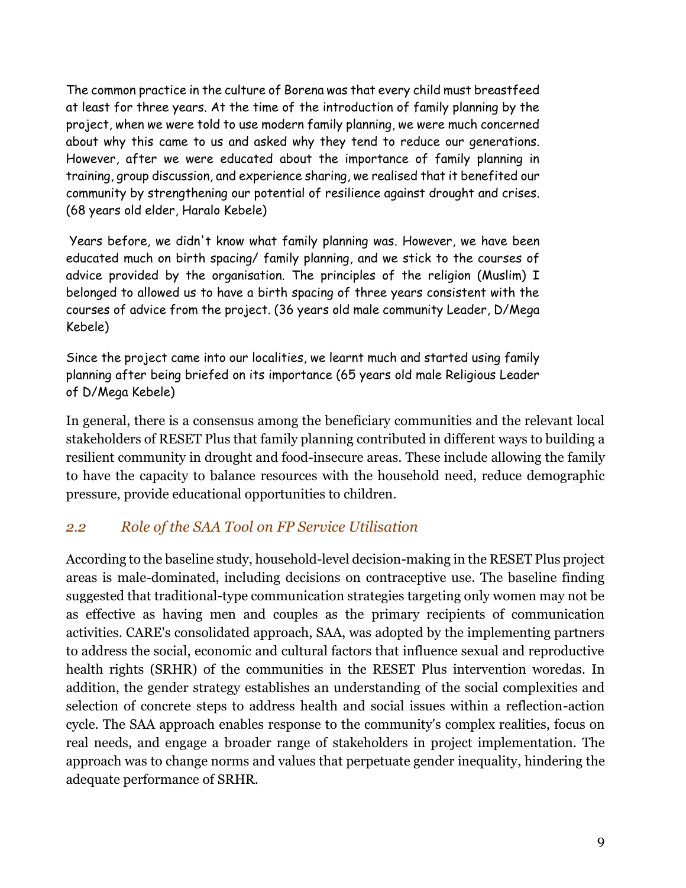The common practice in the culture of Borena was that every child must breastfeed at least for three years. At the time of the introduction of family planning by the project, when we were told to use modern family planning, we were much concerned about why this came to us and asked why they tend to reduce our generations. However, after we were educated about the importance of family planning in training, group discussion, and experience sharing, we realised that it benefited our community by strengthening our potential of resilience against drought and crises. (68 years old elder, Haralo Kebele)

Years before, we didn't know what family planning was. However, we have been educated much on birth spacing/ family planning, and we stick to the courses of advice provided by the organisation. The principles of the religion (Muslim) I belonged to allowed us to have a birth spacing of three years consistent with the courses of advice from the project. (36 years old male community Leader, D/Mega Kebele)

Since the project came into our localities, we learnt much and started using family planning after being briefed on its importance (65 years old male Religious Leader of D/Mega Kebele)

In general, there is a consensus among the beneficiary communities and the relevant local stakeholders of RESET Plus that family planning contributed in different ways to building a resilient community in drought and food-insecure areas. These include allowing the family to have the capacity to balance resources with the household need, reduce demographic pressure, provide educational opportunities to children.

## *2.2 Role of the SAA Tool on FP Service Utilisation*

According to the baseline study, household-level decision-making in the RESET Plus project areas is male-dominated, including decisions on contraceptive use. The baseline finding suggested that traditional-type communication strategies targeting only women may not be as effective as having men and couples as the primary recipients of communication activities. CARE's consolidated approach, SAA, was adopted by the implementing partners to address the social, economic and cultural factors that influence sexual and reproductive health rights (SRHR) of the communities in the RESET Plus intervention woredas. In addition, the gender strategy establishes an understanding of the social complexities and selection of concrete steps to address health and social issues within a reflection-action cycle. The SAA approach enables response to the community's complex realities, focus on real needs, and engage a broader range of stakeholders in project implementation. The approach was to change norms and values that perpetuate gender inequality, hindering the adequate performance of SRHR.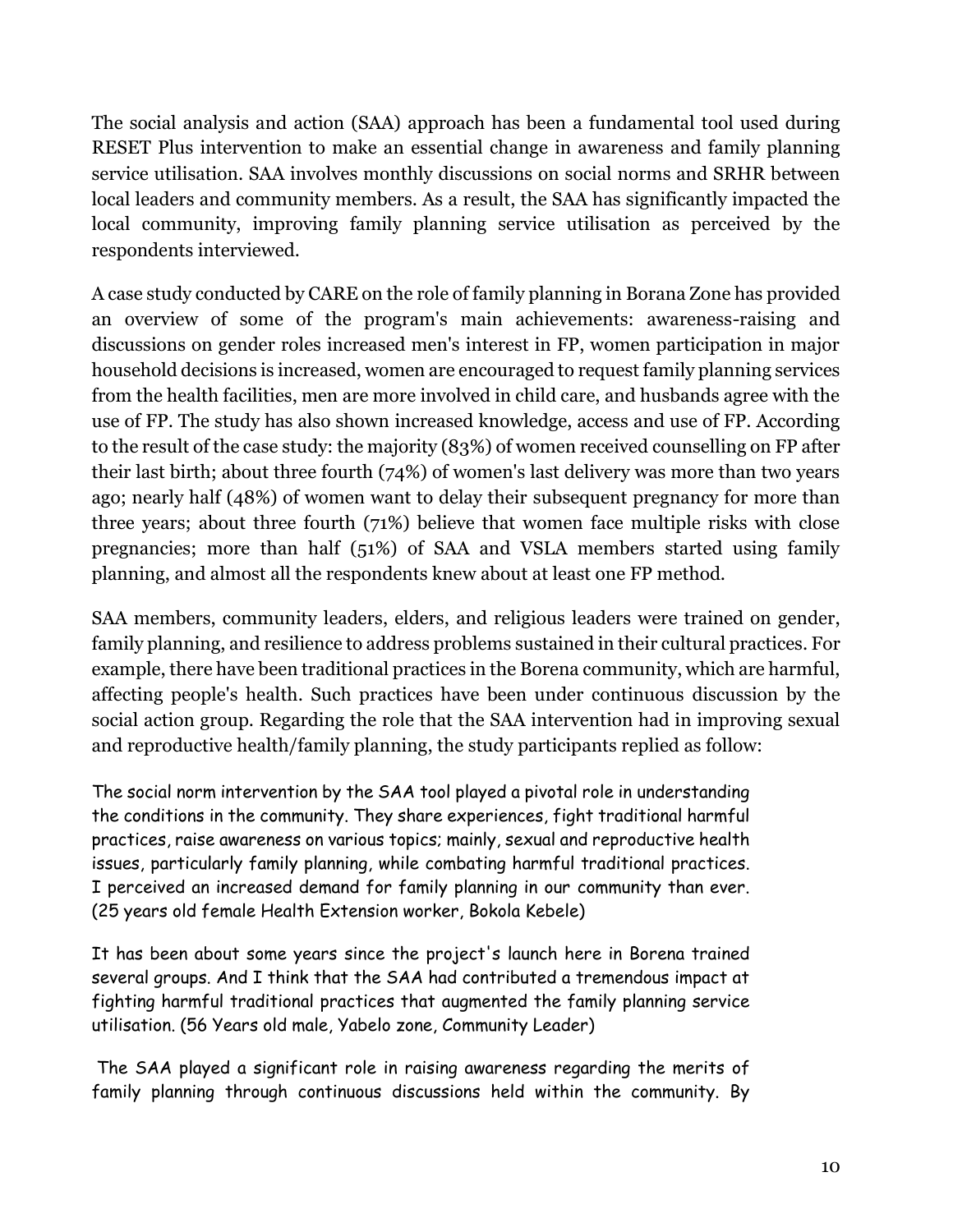The social analysis and action (SAA) approach has been a fundamental tool used during RESET Plus intervention to make an essential change in awareness and family planning service utilisation. SAA involves monthly discussions on social norms and SRHR between local leaders and community members. As a result, the SAA has significantly impacted the local community, improving family planning service utilisation as perceived by the respondents interviewed.

A case study conducted by CARE on the role of family planning in Borana Zone has provided an overview of some of the program's main achievements: awareness-raising and discussions on gender roles increased men's interest in FP, women participation in major household decisions is increased, women are encouraged to request family planning services from the health facilities, men are more involved in child care, and husbands agree with the use of FP. The study has also shown increased knowledge, access and use of FP. According to the result of the case study: the majority (83%) of women received counselling on FP after their last birth; about three fourth (74%) of women's last delivery was more than two years ago; nearly half (48%) of women want to delay their subsequent pregnancy for more than three years; about three fourth (71%) believe that women face multiple risks with close pregnancies; more than half (51%) of SAA and VSLA members started using family planning, and almost all the respondents knew about at least one FP method.

SAA members, community leaders, elders, and religious leaders were trained on gender, family planning, and resilience to address problems sustained in their cultural practices. For example, there have been traditional practices in the Borena community, which are harmful, affecting people's health. Such practices have been under continuous discussion by the social action group. Regarding the role that the SAA intervention had in improving sexual and reproductive health/family planning, the study participants replied as follow:

> The social norm intervention by the SAA tool played a pivotal role in understanding the conditions in the community. They share experiences, fight traditional harmful practices, raise awareness on various topics; mainly, sexual and reproductive health issues, particularly family planning, while combating harmful traditional practices. I perceived an increased demand for family planning in our community than ever. (25 years old female Health Extension worker, Bokola Kebele)

> It has been about some years since the project's launch here in Borena trained several groups. And I think that the SAA had contributed a tremendous impact at fighting harmful traditional practices that augmented the family planning service utilisation. (56 Years old male, Yabelo zone, Community Leader)

> The SAA played a significant role in raising awareness regarding the merits of family planning through continuous discussions held within the community. By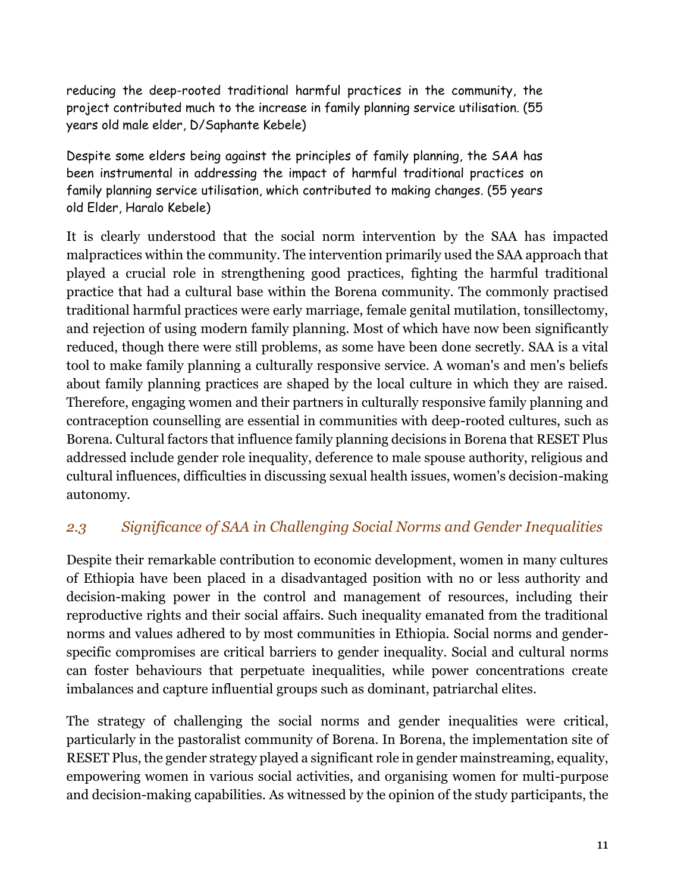reducing the deep-rooted traditional harmful practices in the community, the project contributed much to the increase in family planning service utilisation. (55 years old male elder, D/Saphante Kebele)

Despite some elders being against the principles of family planning, the SAA has been instrumental in addressing the impact of harmful traditional practices on family planning service utilisation, which contributed to making changes. (55 years old Elder, Haralo Kebele)

It is clearly understood that the social norm intervention by the SAA has impacted malpractices within the community. The intervention primarily used the SAA approach that played a crucial role in strengthening good practices, fighting the harmful traditional practice that had a cultural base within the Borena community. The commonly practised traditional harmful practices were early marriage, female genital mutilation, tonsillectomy, and rejection of using modern family planning. Most of which have now been significantly reduced, though there were still problems, as some have been done secretly. SAA is a vital tool to make family planning a culturally responsive service. A woman's and men's beliefs about family planning practices are shaped by the local culture in which they are raised. Therefore, engaging women and their partners in culturally responsive family planning and contraception counselling are essential in communities with deep-rooted cultures, such as Borena. Cultural factors that influence family planning decisions in Borena that RESET Plus addressed include gender role inequality, deference to male spouse authority, religious and cultural influences, difficulties in discussing sexual health issues, women's decision-making autonomy.

### *2.3 Significance of SAA in Challenging Social Norms and Gender Inequalities*

Despite their remarkable contribution to economic development, women in many cultures of Ethiopia have been placed in a disadvantaged position with no or less authority and decision-making power in the control and management of resources, including their reproductive rights and their social affairs. Such inequality emanated from the traditional norms and values adhered to by most communities in Ethiopia. Social norms and gender-specific compromises are critical barriers to gender inequality. Social and cultural norms can foster behaviours that perpetuate inequalities, while power concentrations create imbalances and capture influential groups such as dominant, patriarchal elites.

The strategy of challenging the social norms and gender inequalities were critical, particularly in the pastoralist community of Borena. In Borena, the implementation site of RESET Plus, the gender strategy played a significant role in gender mainstreaming, equality, empowering women in various social activities, and organising women for multi-purpose and decision-making capabilities. As witnessed by the opinion of the study participants, the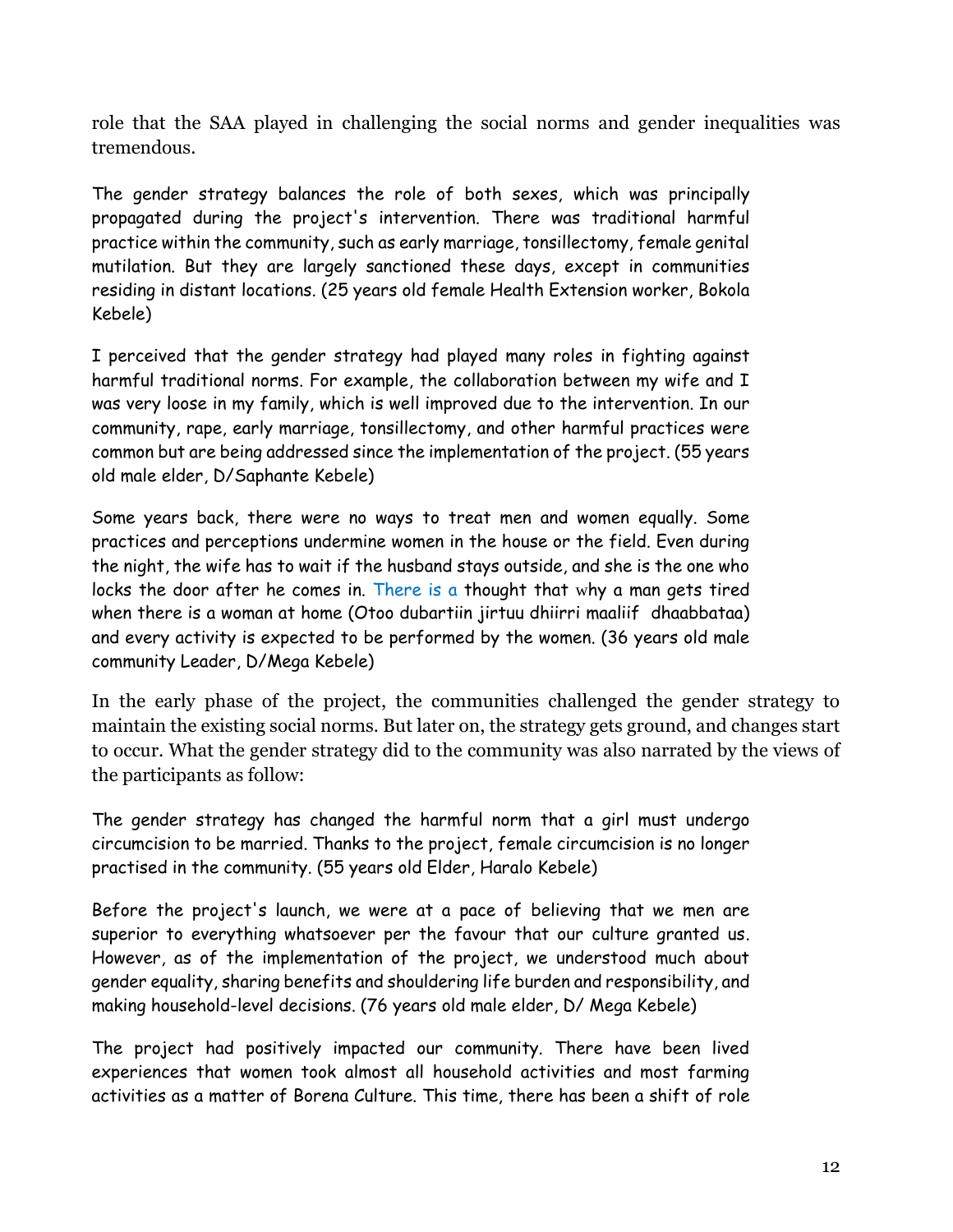role that the SAA played in challenging the social norms and gender inequalities was tremendous.

> The gender strategy balances the role of both sexes, which was principally propagated during the project's intervention. There was traditional harmful practice within the community, such as early marriage, tonsillectomy, female genital mutilation. But they are largely sanctioned these days, except in communities residing in distant locations. (25 years old female Health Extension worker, Bokola Kebele)

> I perceived that the gender strategy had played many roles in fighting against harmful traditional norms. For example, the collaboration between my wife and I was very loose in my family, which is well improved due to the intervention. In our community, rape, early marriage, tonsillectomy, and other harmful practices were common but are being addressed since the implementation of the project. (55 years old male elder, D/Saphante Kebele)

> Some years back, there were no ways to treat men and women equally. Some practices and perceptions undermine women in the house or the field. Even during the night, the wife has to wait if the husband stays outside, and she is the one who locks the door after he comes in. There is a thought that why a man gets tired when there is a woman at home (Otoo dubartiin jirtuu dhiirri maaliif dhaabbataa) and every activity is expected to be performed by the women. (36 years old male community Leader, D/Mega Kebele)

In the early phase of the project, the communities challenged the gender strategy to maintain the existing social norms. But later on, the strategy gets ground, and changes start to occur. What the gender strategy did to the community was also narrated by the views of the participants as follow:

> The gender strategy has changed the harmful norm that a girl must undergo circumcision to be married. Thanks to the project, female circumcision is no longer practised in the community. (55 years old Elder, Haralo Kebele)

> Before the project's launch, we were at a pace of believing that we men are superior to everything whatsoever per the favour that our culture granted us. However, as of the implementation of the project, we understood much about gender equality, sharing benefits and shouldering life burden and responsibility, and making household-level decisions. (76 years old male elder, D/ Mega Kebele)

> The project had positively impacted our community. There have been lived experiences that women took almost all household activities and most farming activities as a matter of Borena Culture. This time, there has been a shift of role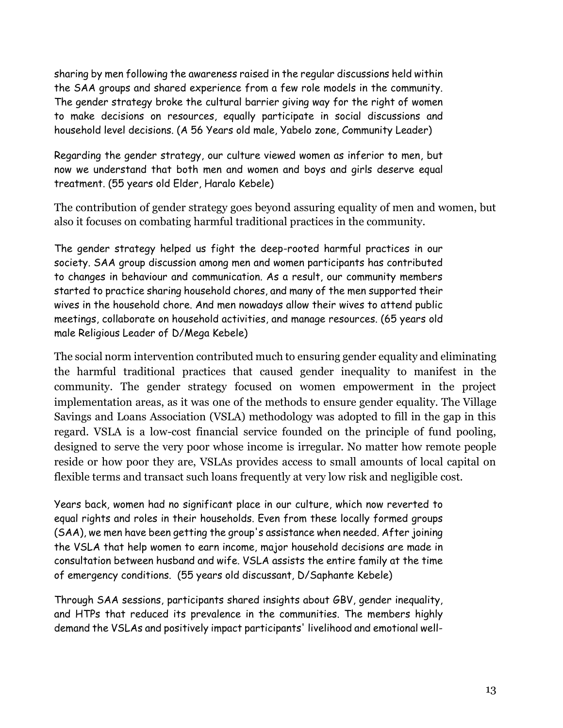sharing by men following the awareness raised in the regular discussions held within the SAA groups and shared experience from a few role models in the community. The gender strategy broke the cultural barrier giving way for the right of women to make decisions on resources, equally participate in social discussions and household level decisions. (A 56 Years old male, Yabelo zone, Community Leader)

Regarding the gender strategy, our culture viewed women as inferior to men, but now we understand that both men and women and boys and girls deserve equal treatment. (55 years old Elder, Haralo Kebele)

The contribution of gender strategy goes beyond assuring equality of men and women, but also it focuses on combating harmful traditional practices in the community.

The gender strategy helped us fight the deep-rooted harmful practices in our society. SAA group discussion among men and women participants has contributed to changes in behaviour and communication. As a result, our community members started to practice sharing household chores, and many of the men supported their wives in the household chore. And men nowadays allow their wives to attend public meetings, collaborate on household activities, and manage resources. (65 years old male Religious Leader of D/Mega Kebele)

The social norm intervention contributed much to ensuring gender equality and eliminating the harmful traditional practices that caused gender inequality to manifest in the community. The gender strategy focused on women empowerment in the project implementation areas, as it was one of the methods to ensure gender equality. The Village Savings and Loans Association (VSLA) methodology was adopted to fill in the gap in this regard. VSLA is a low-cost financial service founded on the principle of fund pooling, designed to serve the very poor whose income is irregular. No matter how remote people reside or how poor they are, VSLAs provides access to small amounts of local capital on flexible terms and transact such loans frequently at very low risk and negligible cost.

Years back, women had no significant place in our culture, which now reverted to equal rights and roles in their households. Even from these locally formed groups (SAA), we men have been getting the group's assistance when needed. After joining the VSLA that help women to earn income, major household decisions are made in consultation between husband and wife. VSLA assists the entire family at the time of emergency conditions. (55 years old discussant, D/Saphante Kebele)

Through SAA sessions, participants shared insights about GBV, gender inequality, and HTPs that reduced its prevalence in the communities. The members highly demand the VSLAs and positively impact participants' livelihood and emotional well-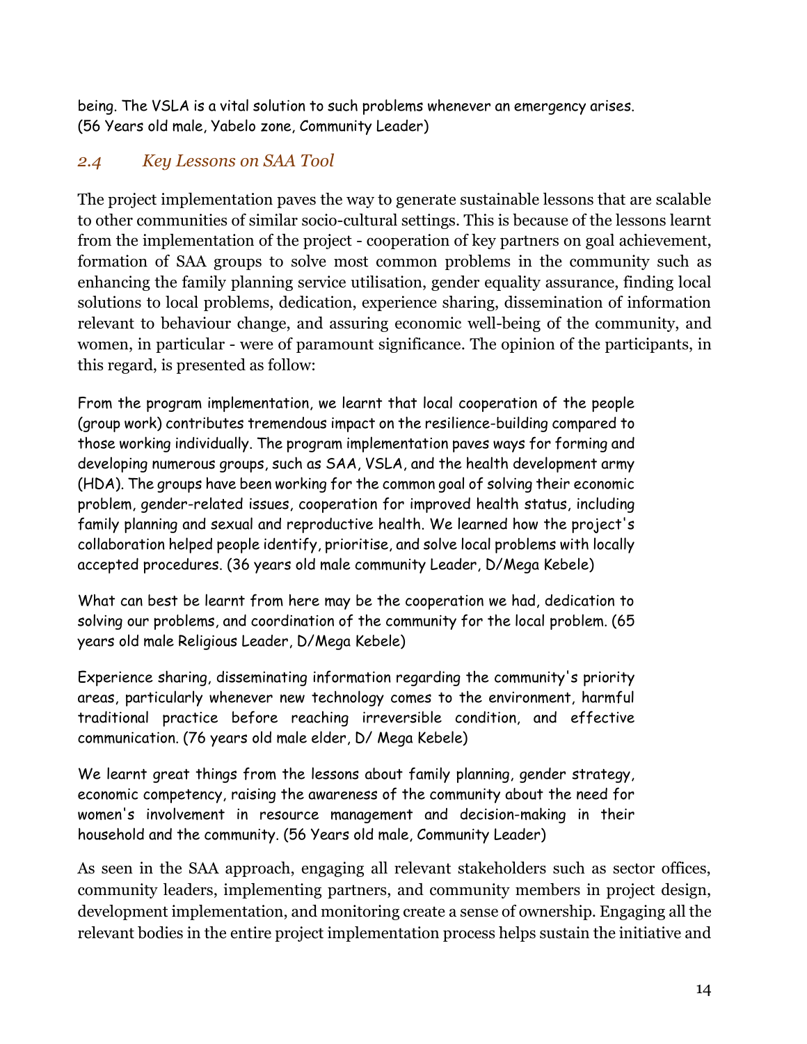being. The VSLA is a vital solution to such problems whenever an emergency arises. (56 Years old male, Yabelo zone, Community Leader)

### *2.4 Key Lessons on SAA Tool*

The project implementation paves the way to generate sustainable lessons that are scalable to other communities of similar socio-cultural settings. This is because of the lessons learnt from the implementation of the project - cooperation of key partners on goal achievement, formation of SAA groups to solve most common problems in the community such as enhancing the family planning service utilisation, gender equality assurance, finding local solutions to local problems, dedication, experience sharing, dissemination of information relevant to behaviour change, and assuring economic well-being of the community, and women, in particular - were of paramount significance. The opinion of the participants, in this regard, is presented as follow:

> From the program implementation, we learnt that local cooperation of the people (group work) contributes tremendous impact on the resilience-building compared to those working individually. The program implementation paves ways for forming and developing numerous groups, such as SAA, VSLA, and the health development army (HDA). The groups have been working for the common goal of solving their economic problem, gender-related issues, cooperation for improved health status, including family planning and sexual and reproductive health. We learned how the project's collaboration helped people identify, prioritise, and solve local problems with locally accepted procedures. (36 years old male community Leader, D/Mega Kebele)

> What can best be learnt from here may be the cooperation we had, dedication to solving our problems, and coordination of the community for the local problem. (65 years old male Religious Leader, D/Mega Kebele)

> Experience sharing, disseminating information regarding the community's priority areas, particularly whenever new technology comes to the environment, harmful traditional practice before reaching irreversible condition, and effective communication. (76 years old male elder, D/ Mega Kebele)

> We learnt great things from the lessons about family planning, gender strategy, economic competency, raising the awareness of the community about the need for women's involvement in resource management and decision-making in their household and the community. (56 Years old male, Community Leader)

As seen in the SAA approach, engaging all relevant stakeholders such as sector offices, community leaders, implementing partners, and community members in project design, development implementation, and monitoring create a sense of ownership. Engaging all the relevant bodies in the entire project implementation process helps sustain the initiative and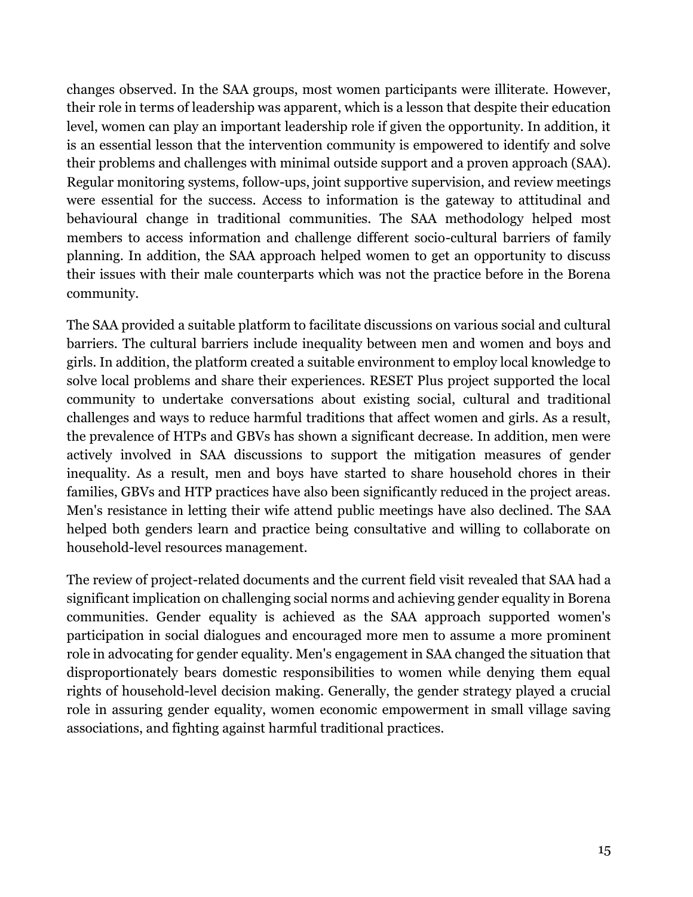changes observed. In the SAA groups, most women participants were illiterate. However, their role in terms of leadership was apparent, which is a lesson that despite their education level, women can play an important leadership role if given the opportunity. In addition, it is an essential lesson that the intervention community is empowered to identify and solve their problems and challenges with minimal outside support and a proven approach (SAA). Regular monitoring systems, follow-ups, joint supportive supervision, and review meetings were essential for the success. Access to information is the gateway to attitudinal and behavioural change in traditional communities. The SAA methodology helped most members to access information and challenge different socio-cultural barriers of family planning. In addition, the SAA approach helped women to get an opportunity to discuss their issues with their male counterparts which was not the practice before in the Borena community.

The SAA provided a suitable platform to facilitate discussions on various social and cultural barriers. The cultural barriers include inequality between men and women and boys and girls. In addition, the platform created a suitable environment to employ local knowledge to solve local problems and share their experiences. RESET Plus project supported the local community to undertake conversations about existing social, cultural and traditional challenges and ways to reduce harmful traditions that affect women and girls. As a result, the prevalence of HTPs and GBVs has shown a significant decrease. In addition, men were actively involved in SAA discussions to support the mitigation measures of gender inequality. As a result, men and boys have started to share household chores in their families, GBVs and HTP practices have also been significantly reduced in the project areas. Men's resistance in letting their wife attend public meetings have also declined. The SAA helped both genders learn and practice being consultative and willing to collaborate on household-level resources management.

The review of project-related documents and the current field visit revealed that SAA had a significant implication on challenging social norms and achieving gender equality in Borena communities. Gender equality is achieved as the SAA approach supported women's participation in social dialogues and encouraged more men to assume a more prominent role in advocating for gender equality. Men's engagement in SAA changed the situation that disproportionately bears domestic responsibilities to women while denying them equal rights of household-level decision making. Generally, the gender strategy played a crucial role in assuring gender equality, women economic empowerment in small village saving associations, and fighting against harmful traditional practices.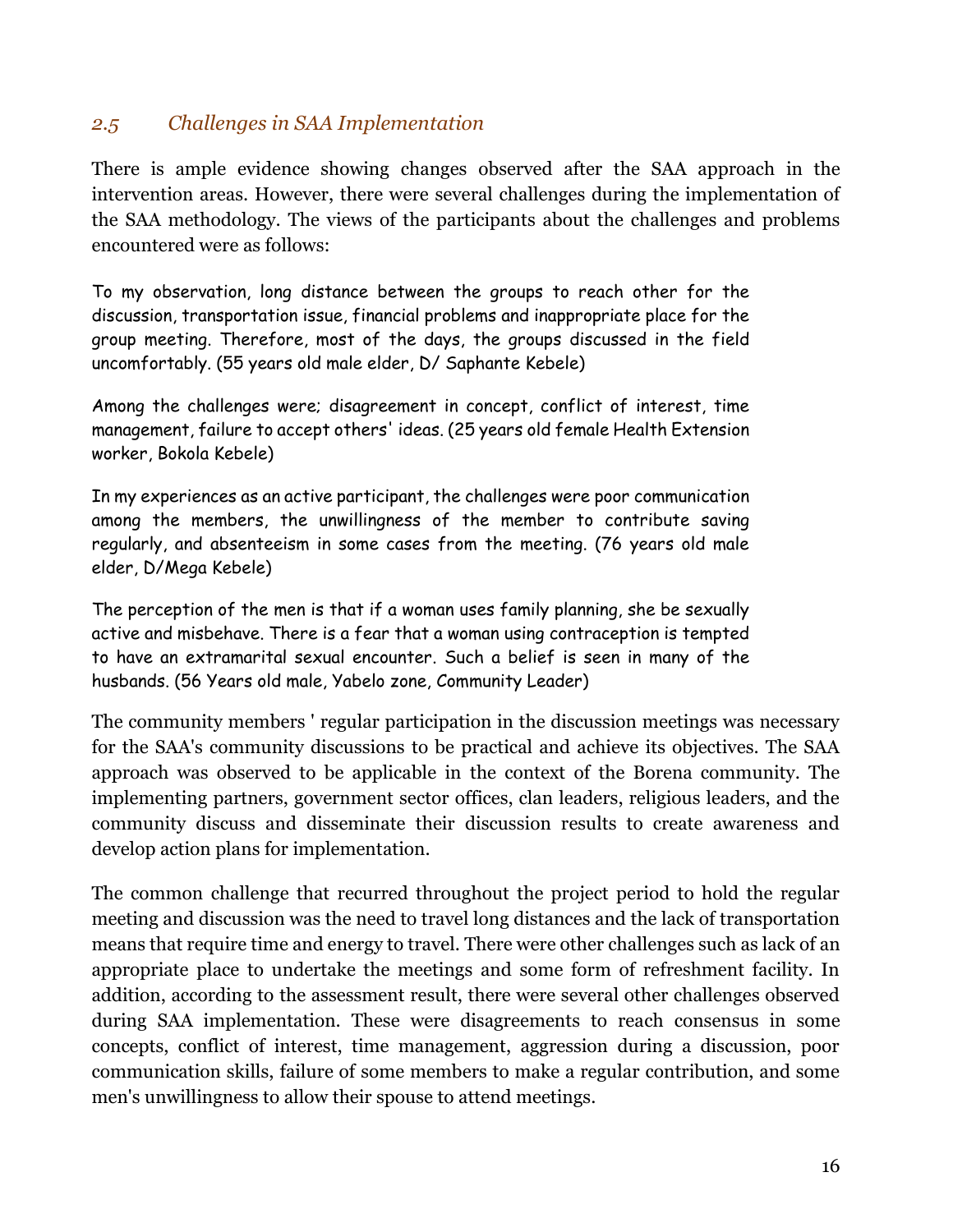## 2.5 Challenges in SAA Implementation

There is ample evidence showing changes observed after the SAA approach in the intervention areas. However, there were several challenges during the implementation of the SAA methodology. The views of the participants about the challenges and problems encountered were as follows:

> To my observation, long distance between the groups to reach other for the discussion, transportation issue, financial problems and inappropriate place for the group meeting. Therefore, most of the days, the groups discussed in the field uncomfortably. (55 years old male elder, D/ Saphante Kebele)

> Among the challenges were; disagreement in concept, conflict of interest, time management, failure to accept others' ideas. (25 years old female Health Extension worker, Bokola Kebele)

> In my experiences as an active participant, the challenges were poor communication among the members, the unwillingness of the member to contribute saving regularly, and absenteeism in some cases from the meeting. (76 years old male elder, D/Mega Kebele)

> The perception of the men is that if a woman uses family planning, she be sexually active and misbehave. There is a fear that a woman using contraception is tempted to have an extramarital sexual encounter. Such a belief is seen in many of the husbands. (56 Years old male, Yabelo zone, Community Leader)

The community members ' regular participation in the discussion meetings was necessary for the SAA's community discussions to be practical and achieve its objectives. The SAA approach was observed to be applicable in the context of the Borena community. The implementing partners, government sector offices, clan leaders, religious leaders, and the community discuss and disseminate their discussion results to create awareness and develop action plans for implementation.

The common challenge that recurred throughout the project period to hold the regular meeting and discussion was the need to travel long distances and the lack of transportation means that require time and energy to travel. There were other challenges such as lack of an appropriate place to undertake the meetings and some form of refreshment facility. In addition, according to the assessment result, there were several other challenges observed during SAA implementation. These were disagreements to reach consensus in some concepts, conflict of interest, time management, aggression during a discussion, poor communication skills, failure of some members to make a regular contribution, and some men's unwillingness to allow their spouse to attend meetings.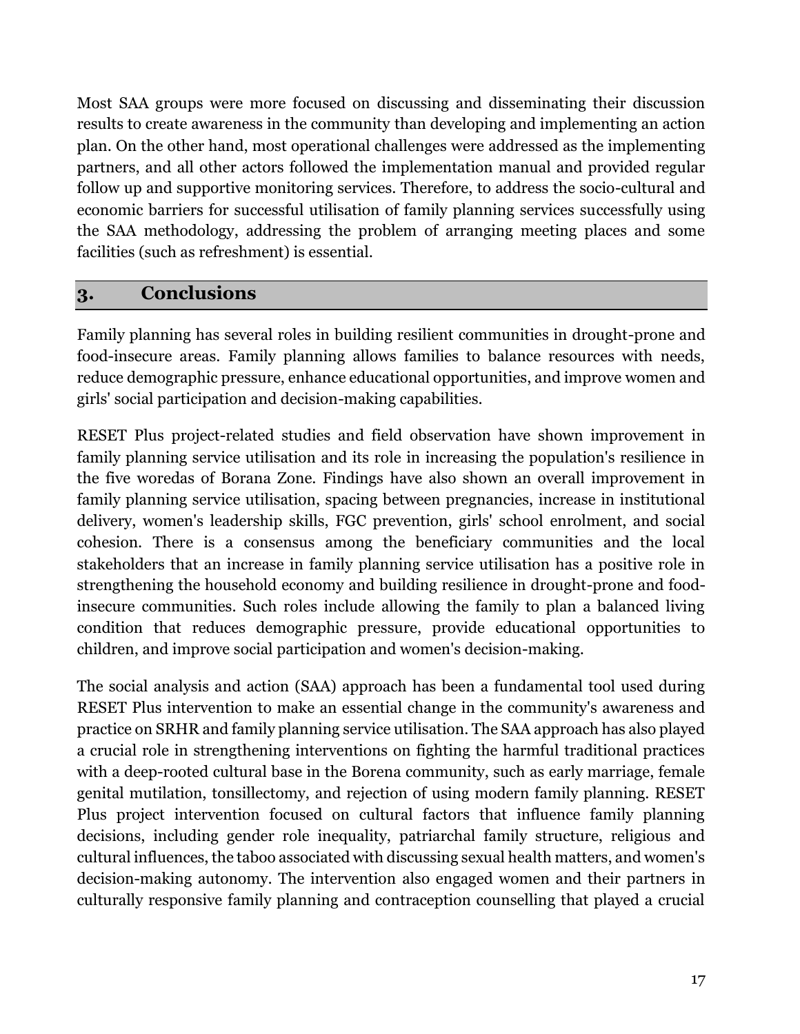Most SAA groups were more focused on discussing and disseminating their discussion results to create awareness in the community than developing and implementing an action plan. On the other hand, most operational challenges were addressed as the implementing partners, and all other actors followed the implementation manual and provided regular follow up and supportive monitoring services. Therefore, to address the socio-cultural and economic barriers for successful utilisation of family planning services successfully using the SAA methodology, addressing the problem of arranging meeting places and some facilities (such as refreshment) is essential.

# 3. Conclusions

Family planning has several roles in building resilient communities in drought-prone and food-insecure areas. Family planning allows families to balance resources with needs, reduce demographic pressure, enhance educational opportunities, and improve women and girls' social participation and decision-making capabilities.

RESET Plus project-related studies and field observation have shown improvement in family planning service utilisation and its role in increasing the population's resilience in the five woredas of Borana Zone. Findings have also shown an overall improvement in family planning service utilisation, spacing between pregnancies, increase in institutional delivery, women's leadership skills, FGC prevention, girls' school enrolment, and social cohesion. There is a consensus among the beneficiary communities and the local stakeholders that an increase in family planning service utilisation has a positive role in strengthening the household economy and building resilience in drought-prone and food-insecure communities. Such roles include allowing the family to plan a balanced living condition that reduces demographic pressure, provide educational opportunities to children, and improve social participation and women's decision-making.

The social analysis and action (SAA) approach has been a fundamental tool used during RESET Plus intervention to make an essential change in the community's awareness and practice on SRHR and family planning service utilisation. The SAA approach has also played a crucial role in strengthening interventions on fighting the harmful traditional practices with a deep-rooted cultural base in the Borena community, such as early marriage, female genital mutilation, tonsillectomy, and rejection of using modern family planning. RESET Plus project intervention focused on cultural factors that influence family planning decisions, including gender role inequality, patriarchal family structure, religious and cultural influences, the taboo associated with discussing sexual health matters, and women's decision-making autonomy. The intervention also engaged women and their partners in culturally responsive family planning and contraception counselling that played a crucial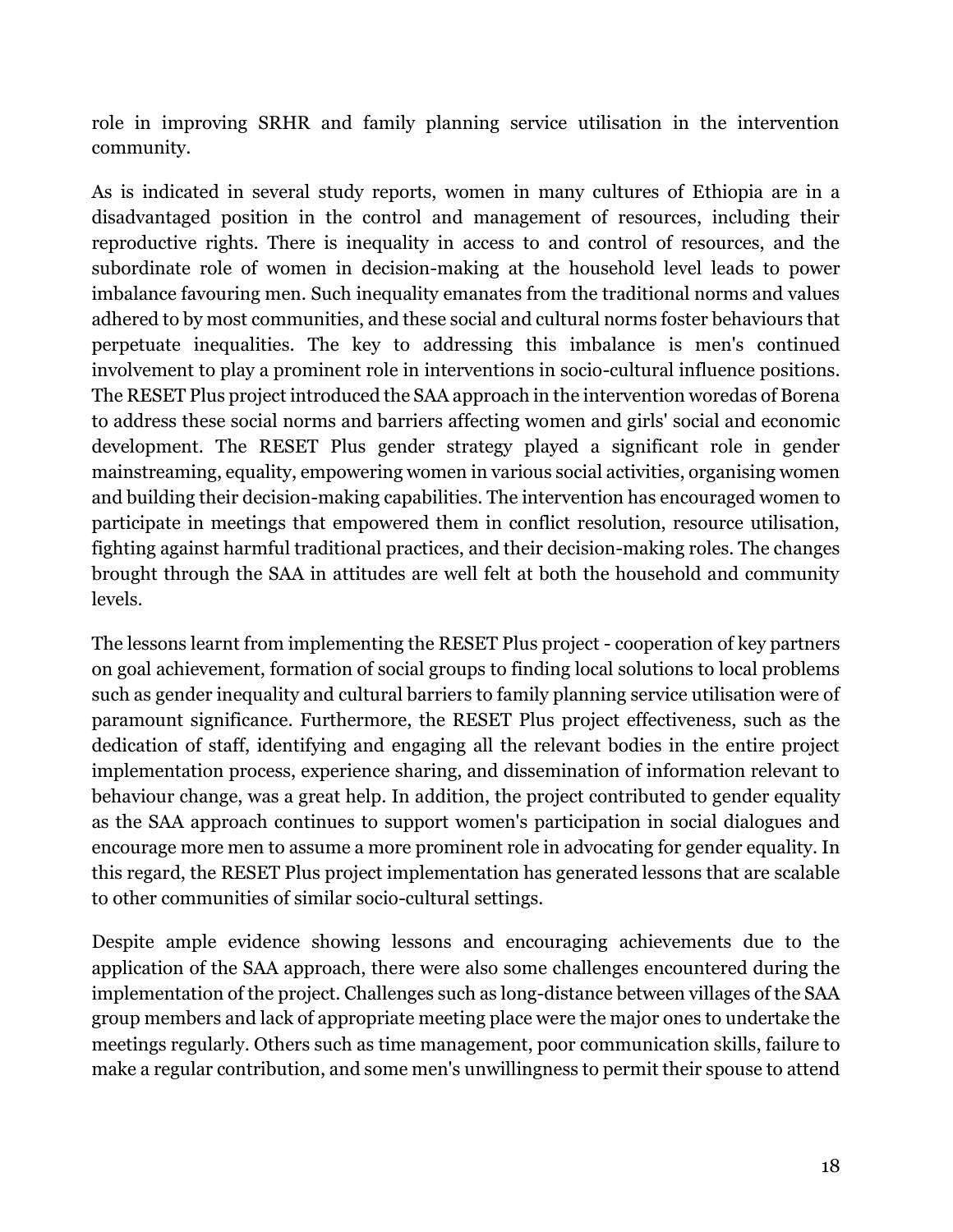role in improving SRHR and family planning service utilisation in the intervention community.

As is indicated in several study reports, women in many cultures of Ethiopia are in a disadvantaged position in the control and management of resources, including their reproductive rights. There is inequality in access to and control of resources, and the subordinate role of women in decision-making at the household level leads to power imbalance favouring men. Such inequality emanates from the traditional norms and values adhered to by most communities, and these social and cultural norms foster behaviours that perpetuate inequalities. The key to addressing this imbalance is men's continued involvement to play a prominent role in interventions in socio-cultural influence positions. The RESET Plus project introduced the SAA approach in the intervention woredas of Borena to address these social norms and barriers affecting women and girls' social and economic development. The RESET Plus gender strategy played a significant role in gender mainstreaming, equality, empowering women in various social activities, organising women and building their decision-making capabilities. The intervention has encouraged women to participate in meetings that empowered them in conflict resolution, resource utilisation, fighting against harmful traditional practices, and their decision-making roles. The changes brought through the SAA in attitudes are well felt at both the household and community levels.

The lessons learnt from implementing the RESET Plus project - cooperation of key partners on goal achievement, formation of social groups to finding local solutions to local problems such as gender inequality and cultural barriers to family planning service utilisation were of paramount significance. Furthermore, the RESET Plus project effectiveness, such as the dedication of staff, identifying and engaging all the relevant bodies in the entire project implementation process, experience sharing, and dissemination of information relevant to behaviour change, was a great help. In addition, the project contributed to gender equality as the SAA approach continues to support women's participation in social dialogues and encourage more men to assume a more prominent role in advocating for gender equality. In this regard, the RESET Plus project implementation has generated lessons that are scalable to other communities of similar socio-cultural settings.

Despite ample evidence showing lessons and encouraging achievements due to the application of the SAA approach, there were also some challenges encountered during the implementation of the project. Challenges such as long-distance between villages of the SAA group members and lack of appropriate meeting place were the major ones to undertake the meetings regularly. Others such as time management, poor communication skills, failure to make a regular contribution, and some men's unwillingness to permit their spouse to attend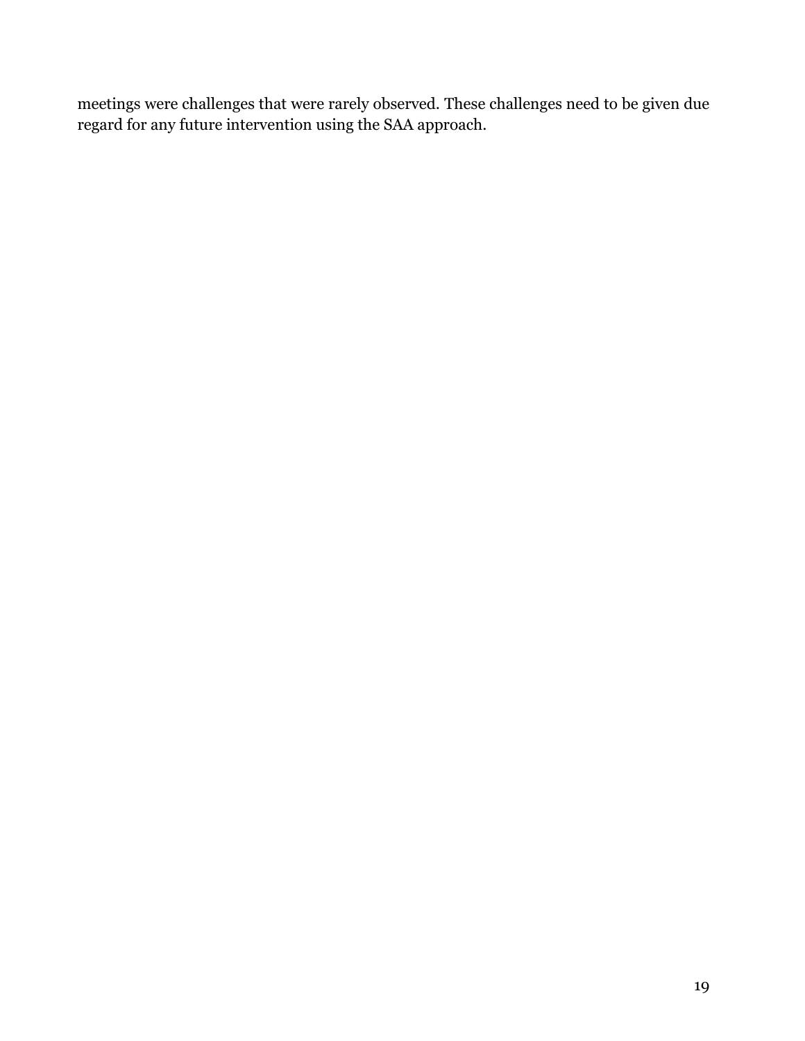meetings were challenges that were rarely observed. These challenges need to be given due regard for any future intervention using the SAA approach.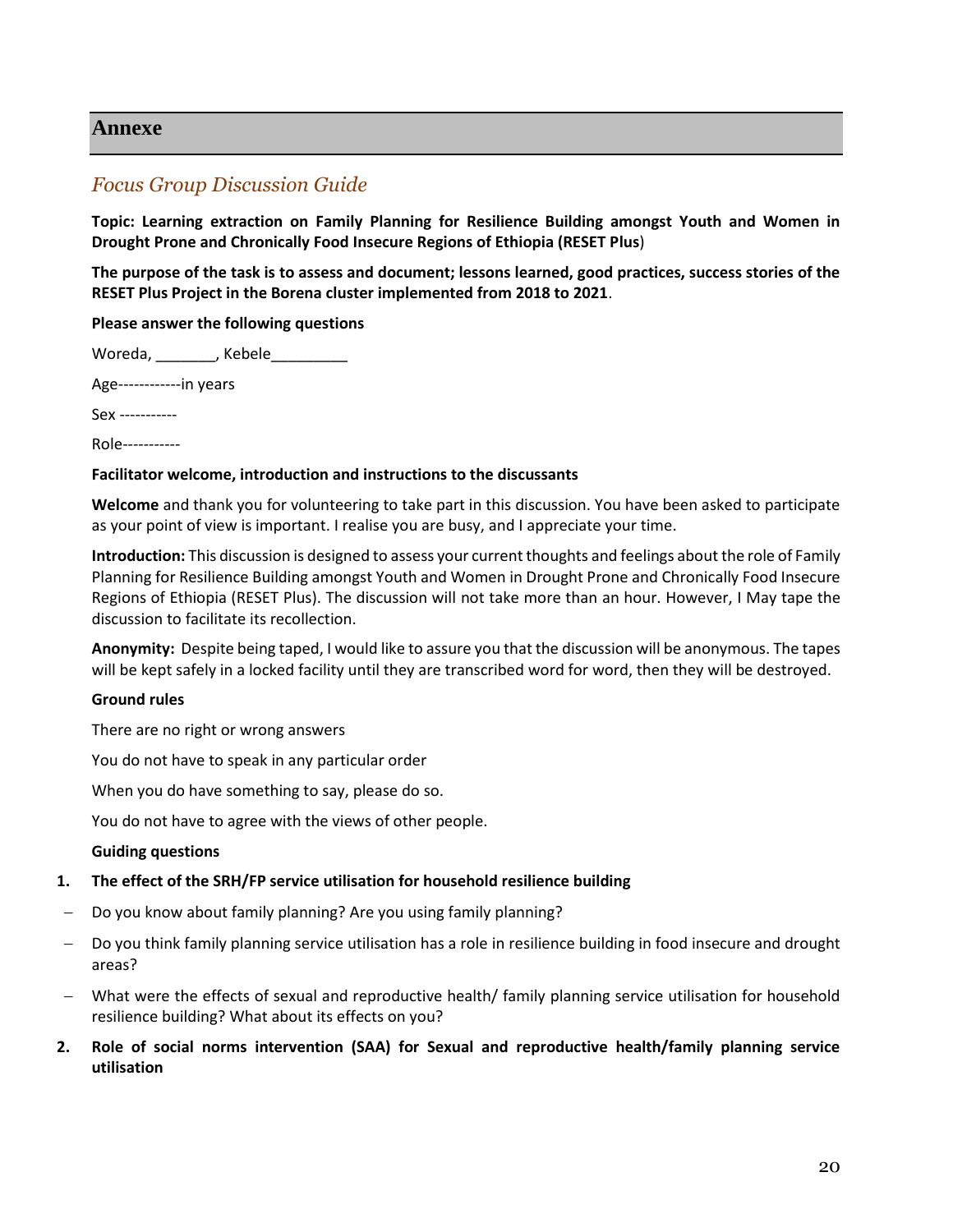# Annexe

## *Focus Group Discussion Guide*

**Topic: Learning extraction on Family Planning for Resilience Building amongst Youth and Women in Drought Prone and Chronically Food Insecure Regions of Ethiopia (RESET Plus)**

**The purpose of the task is to assess and document; lessons learned, good practices, success stories of the RESET Plus Project in the Borena cluster implemented from 2018 to 2021**.

**Please answer the following questions**

Woreda, _______, Kebele_________

Age------------in years

Sex -----------

Role-----------

**Facilitator welcome, introduction and instructions to the discussants**

**Welcome** and thank you for volunteering to take part in this discussion. You have been asked to participate as your point of view is important. I realise you are busy, and I appreciate your time.

**Introduction:** This discussion is designed to assess your current thoughts and feelings about the role of Family Planning for Resilience Building amongst Youth and Women in Drought Prone and Chronically Food Insecure Regions of Ethiopia (RESET Plus). The discussion will not take more than an hour. However, I May tape the discussion to facilitate its recollection.

**Anonymity:** Despite being taped, I would like to assure you that the discussion will be anonymous. The tapes will be kept safely in a locked facility until they are transcribed word for word, then they will be destroyed.

**Ground rules**

There are no right or wrong answers

You do not have to speak in any particular order

When you do have something to say, please do so.

You do not have to agree with the views of other people.

**Guiding questions**

1. **The effect of the SRH/FP service utilisation for household resilience building**

- Do you know about family planning? Are you using family planning?
- Do you think family planning service utilisation has a role in resilience building in food insecure and drought areas?
- What were the effects of sexual and reproductive health/ family planning service utilisation for household resilience building? What about its effects on you?

2. **Role of social norms intervention (SAA) for Sexual and reproductive health/family planning service utilisation**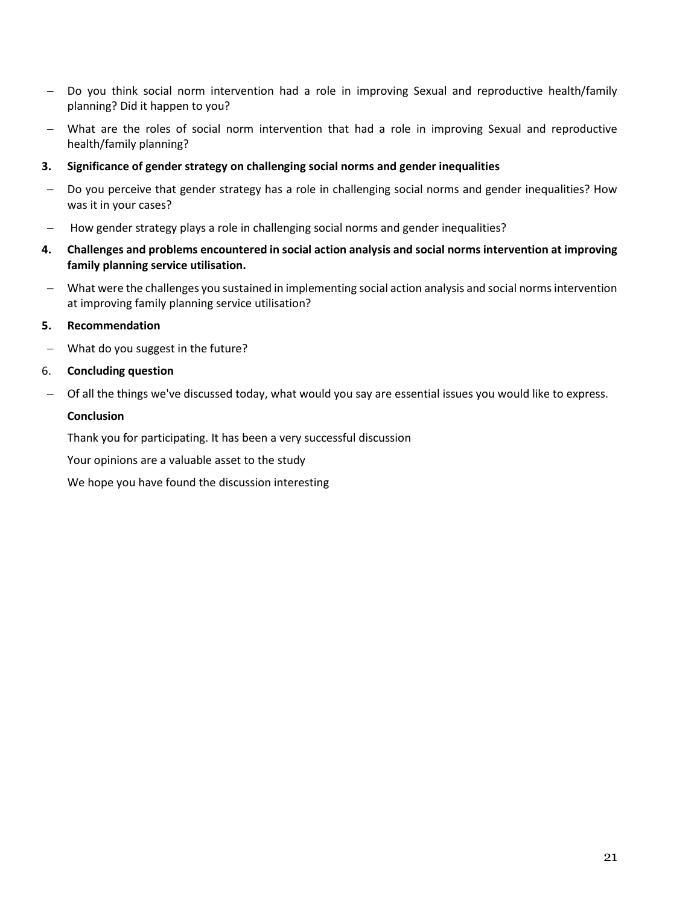- Do you think social norm intervention had a role in improving Sexual and reproductive health/family planning? Did it happen to you?
- What are the roles of social norm intervention that had a role in improving Sexual and reproductive health/family planning?

**3. Significance of gender strategy on challenging social norms and gender inequalities**

- Do you perceive that gender strategy has a role in challenging social norms and gender inequalities? How was it in your cases?
- How gender strategy plays a role in challenging social norms and gender inequalities?

**4. Challenges and problems encountered in social action analysis and social norms intervention at improving family planning service utilisation.**

- What were the challenges you sustained in implementing social action analysis and social norms intervention at improving family planning service utilisation?

**5. Recommendation**

- What do you suggest in the future?

6. **Concluding question**

- Of all the things we've discussed today, what would you say are essential issues you would like to express.

**Conclusion**

Thank you for participating. It has been a very successful discussion

Your opinions are a valuable asset to the study

We hope you have found the discussion interesting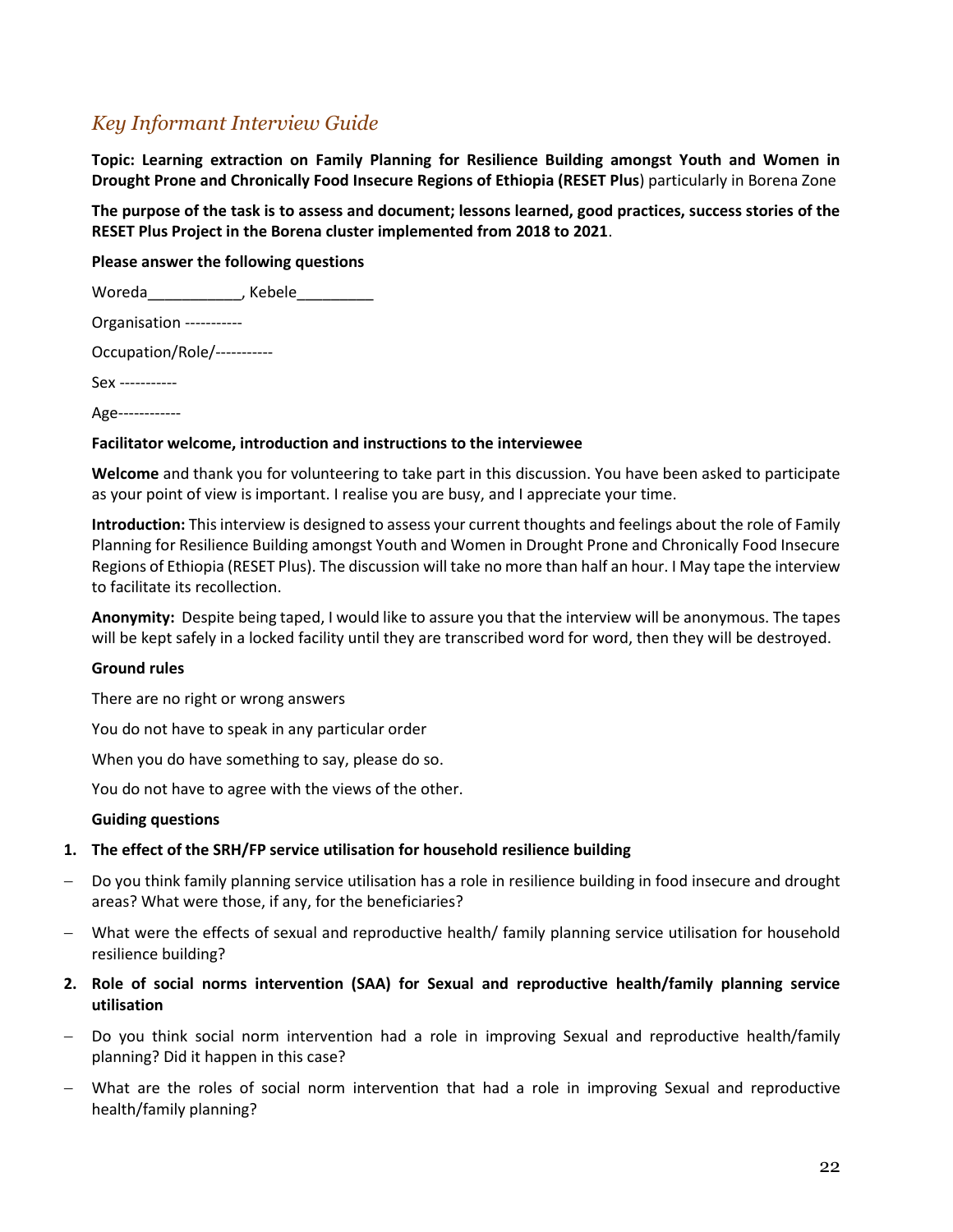## *Key Informant Interview Guide*

**Topic: Learning extraction on Family Planning for Resilience Building amongst Youth and Women in Drought Prone and Chronically Food Insecure Regions of Ethiopia (RESET Plus**) particularly in Borena Zone

**The purpose of the task is to assess and document; lessons learned, good practices, success stories of the RESET Plus Project in the Borena cluster implemented from 2018 to 2021**.

**Please answer the following questions**

Woreda___________, Kebele_________

Organisation -----------

Occupation/Role/-----------

Sex -----------

Age------------

**Facilitator welcome, introduction and instructions to the interviewee**

**Welcome** and thank you for volunteering to take part in this discussion. You have been asked to participate as your point of view is important. I realise you are busy, and I appreciate your time.

**Introduction:** This interview is designed to assess your current thoughts and feelings about the role of Family Planning for Resilience Building amongst Youth and Women in Drought Prone and Chronically Food Insecure Regions of Ethiopia (RESET Plus). The discussion will take no more than half an hour. I May tape the interview to facilitate its recollection.

**Anonymity:** Despite being taped, I would like to assure you that the interview will be anonymous. The tapes will be kept safely in a locked facility until they are transcribed word for word, then they will be destroyed.

**Ground rules**

There are no right or wrong answers

You do not have to speak in any particular order

When you do have something to say, please do so.

You do not have to agree with the views of the other.

**Guiding questions**

1. **The effect of the SRH/FP service utilisation for household resilience building**

- Do you think family planning service utilisation has a role in resilience building in food insecure and drought areas? What were those, if any, for the beneficiaries?
- What were the effects of sexual and reproductive health/ family planning service utilisation for household resilience building?

2. **Role of social norms intervention (SAA) for Sexual and reproductive health/family planning service utilisation**

- Do you think social norm intervention had a role in improving Sexual and reproductive health/family planning? Did it happen in this case?
- What are the roles of social norm intervention that had a role in improving Sexual and reproductive health/family planning?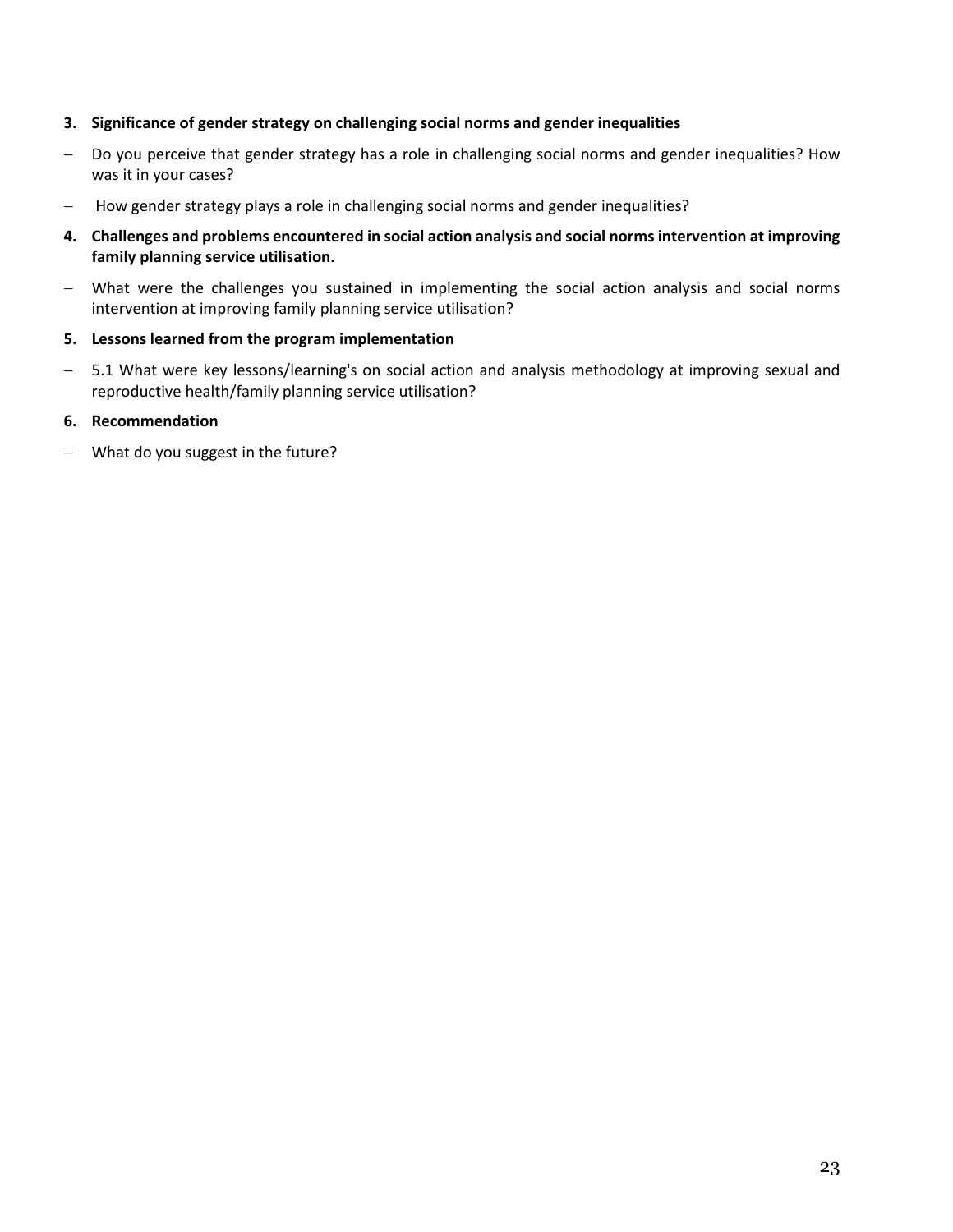3. **Significance of gender strategy on challenging social norms and gender inequalities**

- Do you perceive that gender strategy has a role in challenging social norms and gender inequalities? How was it in your cases?
- How gender strategy plays a role in challenging social norms and gender inequalities?

4. **Challenges and problems encountered in social action analysis and social norms intervention at improving family planning service utilisation.**

- What were the challenges you sustained in implementing the social action analysis and social norms intervention at improving family planning service utilisation?

5. **Lessons learned from the program implementation**

- 5.1 What were key lessons/learning's on social action and analysis methodology at improving sexual and reproductive health/family planning service utilisation?

6. **Recommendation**

- What do you suggest in the future?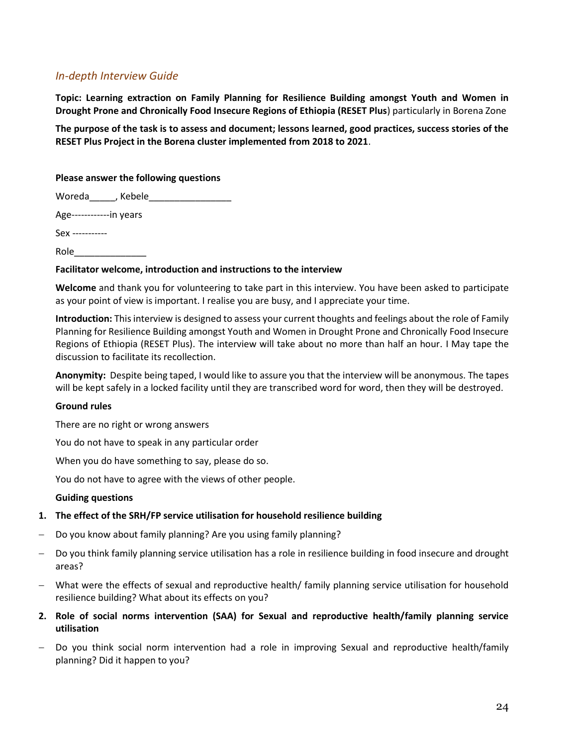## *In-depth Interview Guide*

**Topic: Learning extraction on Family Planning for Resilience Building amongst Youth and Women in Drought Prone and Chronically Food Insecure Regions of Ethiopia (RESET Plus**) particularly in Borena Zone

**The purpose of the task is to assess and document; lessons learned, good practices, success stories of the RESET Plus Project in the Borena cluster implemented from 2018 to 2021**.

**Please answer the following questions**

Woreda_____, Kebele________________

Age------------in years

Sex -----------

Role______________

**Facilitator welcome, introduction and instructions to the interview**

**Welcome** and thank you for volunteering to take part in this interview. You have been asked to participate as your point of view is important. I realise you are busy, and I appreciate your time.

**Introduction:** This interview is designed to assess your current thoughts and feelings about the role of Family Planning for Resilience Building amongst Youth and Women in Drought Prone and Chronically Food Insecure Regions of Ethiopia (RESET Plus). The interview will take about no more than half an hour. I May tape the discussion to facilitate its recollection.

**Anonymity:** Despite being taped, I would like to assure you that the interview will be anonymous. The tapes will be kept safely in a locked facility until they are transcribed word for word, then they will be destroyed.

**Ground rules**

There are no right or wrong answers

You do not have to speak in any particular order

When you do have something to say, please do so.

You do not have to agree with the views of other people.

**Guiding questions**

1. **The effect of the SRH/FP service utilisation for household resilience building**

- Do you know about family planning? Are you using family planning?
- Do you think family planning service utilisation has a role in resilience building in food insecure and drought areas?
- What were the effects of sexual and reproductive health/ family planning service utilisation for household resilience building? What about its effects on you?

2. **Role of social norms intervention (SAA) for Sexual and reproductive health/family planning service utilisation**

- Do you think social norm intervention had a role in improving Sexual and reproductive health/family planning? Did it happen to you?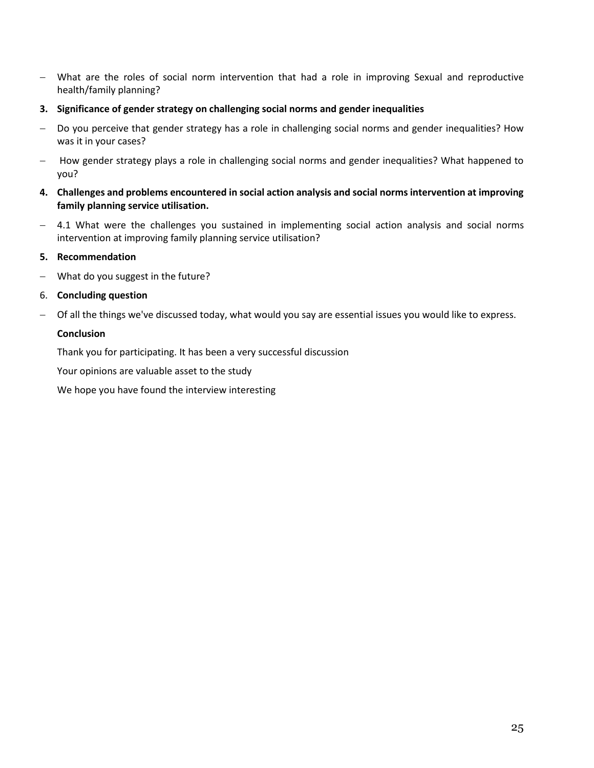- What are the roles of social norm intervention that had a role in improving Sexual and reproductive health/family planning?

**3. Significance of gender strategy on challenging social norms and gender inequalities**

- Do you perceive that gender strategy has a role in challenging social norms and gender inequalities? How was it in your cases?
- How gender strategy plays a role in challenging social norms and gender inequalities? What happened to you?

**4. Challenges and problems encountered in social action analysis and social norms intervention at improving family planning service utilisation.**

- 4.1 What were the challenges you sustained in implementing social action analysis and social norms intervention at improving family planning service utilisation?

**5. Recommendation**

- What do you suggest in the future?

6. **Concluding question**

- Of all the things we've discussed today, what would you say are essential issues you would like to express.

**Conclusion**

Thank you for participating. It has been a very successful discussion

Your opinions are valuable asset to the study

We hope you have found the interview interesting